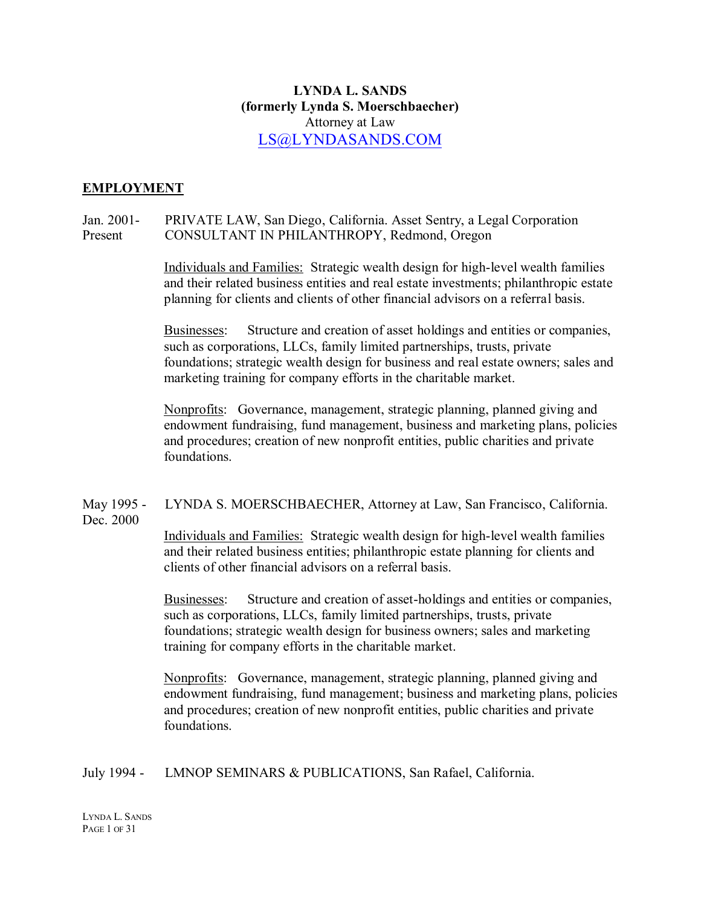**LYNDA L. SANDS**
**(formerly Lynda S. Moerschbaecher)**
Attorney at Law
LS@LYNDASANDS.COM

## EMPLOYMENT

**Jan. 2001- Present** — PRIVATE LAW, San Diego, California. Asset Sentry, a Legal Corporation
CONSULTANT IN PHILANTHROPY, Redmond, Oregon

Individuals and Families: Strategic wealth design for high-level wealth families and their related business entities and real estate investments; philanthropic estate planning for clients and clients of other financial advisors on a referral basis.

Businesses: Structure and creation of asset holdings and entities or companies, such as corporations, LLCs, family limited partnerships, trusts, private foundations; strategic wealth design for business and real estate owners; sales and marketing training for company efforts in the charitable market.

Nonprofits: Governance, management, strategic planning, planned giving and endowment fundraising, fund management, business and marketing plans, policies and procedures; creation of new nonprofit entities, public charities and private foundations.

**May 1995 - Dec. 2000** — LYNDA S. MOERSCHBAECHER, Attorney at Law, San Francisco, California.

Individuals and Families: Strategic wealth design for high-level wealth families and their related business entities; philanthropic estate planning for clients and clients of other financial advisors on a referral basis.

Businesses: Structure and creation of asset-holdings and entities or companies, such as corporations, LLCs, family limited partnerships, trusts, private foundations; strategic wealth design for business owners; sales and marketing training for company efforts in the charitable market.

Nonprofits: Governance, management, strategic planning, planned giving and endowment fundraising, fund management; business and marketing plans, policies and procedures; creation of new nonprofit entities, public charities and private foundations.

**July 1994 -** LMNOP SEMINARS & PUBLICATIONS, San Rafael, California.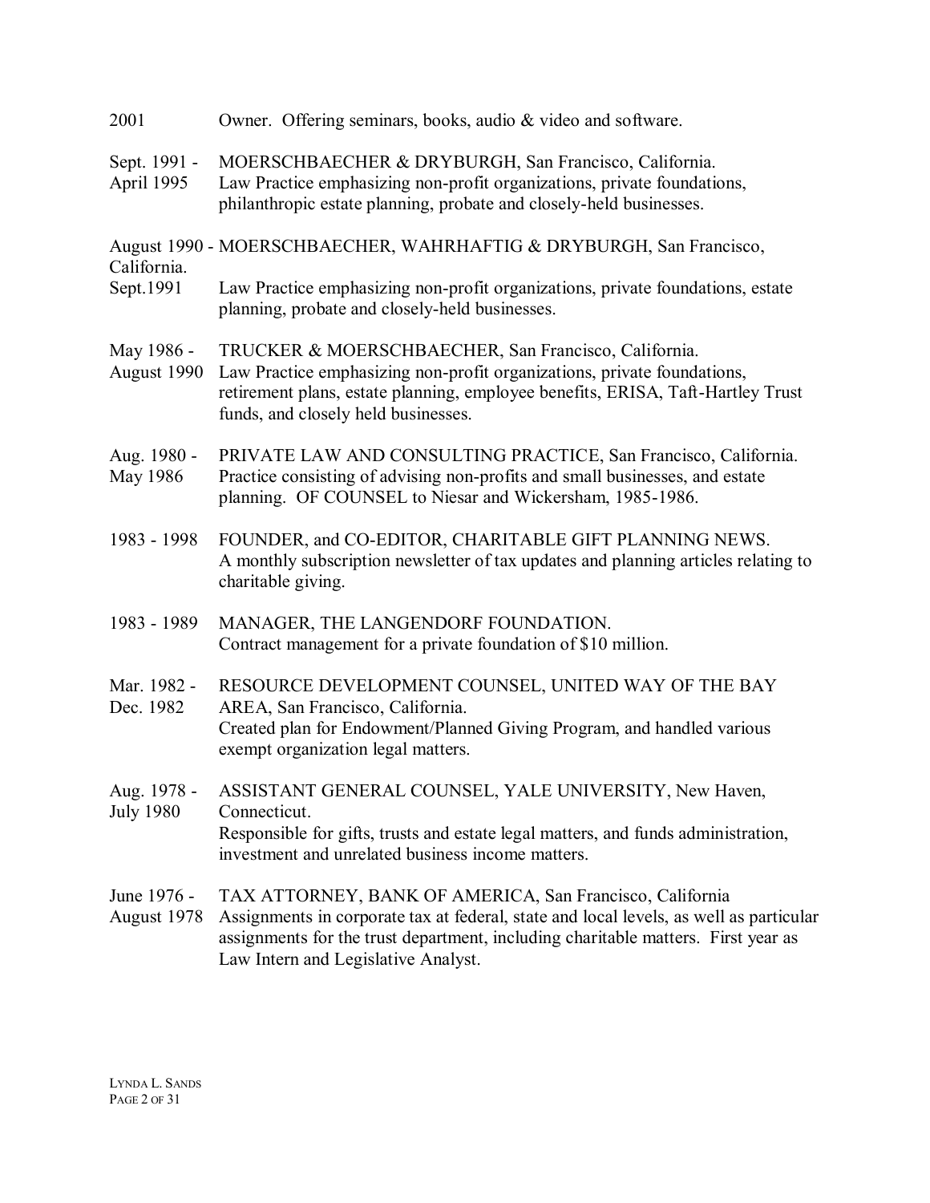| | |
|---|---|
| 2001 | Owner. Offering seminars, books, audio & video and software. |
| Sept. 1991 - April 1995 | MOERSCHBAECHER & DRYBURGH, San Francisco, California.<br>Law Practice emphasizing non-profit organizations, private foundations, philanthropic estate planning, probate and closely-held businesses. |
| August 1990 - Sept.1991 | MOERSCHBAECHER, WAHRHAFTIG & DRYBURGH, San Francisco, California.<br>Law Practice emphasizing non-profit organizations, private foundations, estate planning, probate and closely-held businesses. |
| May 1986 - August 1990 | TRUCKER & MOERSCHBAECHER, San Francisco, California.<br>Law Practice emphasizing non-profit organizations, private foundations, retirement plans, estate planning, employee benefits, ERISA, Taft-Hartley Trust funds, and closely held businesses. |
| Aug. 1980 - May 1986 | PRIVATE LAW AND CONSULTING PRACTICE, San Francisco, California.<br>Practice consisting of advising non-profits and small businesses, and estate planning. OF COUNSEL to Niesar and Wickersham, 1985-1986. |
| 1983 - 1998 | FOUNDER, and CO-EDITOR, CHARITABLE GIFT PLANNING NEWS.<br>A monthly subscription newsletter of tax updates and planning articles relating to charitable giving. |
| 1983 - 1989 | MANAGER, THE LANGENDORF FOUNDATION.<br>Contract management for a private foundation of $10 million. |
| Mar. 1982 - Dec. 1982 | RESOURCE DEVELOPMENT COUNSEL, UNITED WAY OF THE BAY AREA, San Francisco, California.<br>Created plan for Endowment/Planned Giving Program, and handled various exempt organization legal matters. |
| Aug. 1978 - July 1980 | ASSISTANT GENERAL COUNSEL, YALE UNIVERSITY, New Haven, Connecticut.<br>Responsible for gifts, trusts and estate legal matters, and funds administration, investment and unrelated business income matters. |
| June 1976 - August 1978 | TAX ATTORNEY, BANK OF AMERICA, San Francisco, California<br>Assignments in corporate tax at federal, state and local levels, as well as particular assignments for the trust department, including charitable matters. First year as Law Intern and Legislative Analyst. |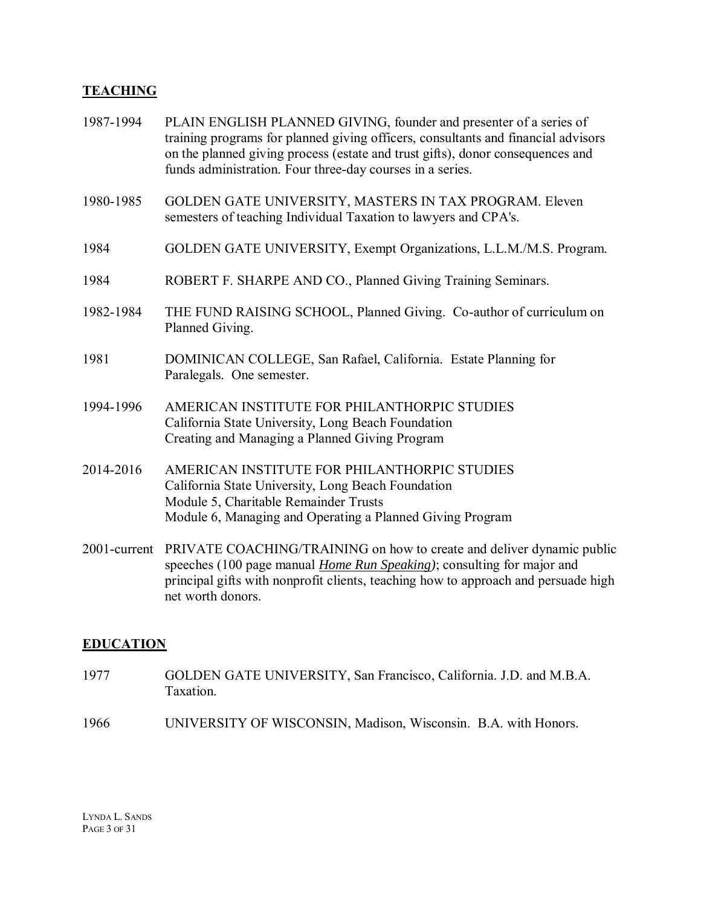## TEACHING

1987-1994 PLAIN ENGLISH PLANNED GIVING, founder and presenter of a series of training programs for planned giving officers, consultants and financial advisors on the planned giving process (estate and trust gifts), donor consequences and funds administration. Four three-day courses in a series.

1980-1985 GOLDEN GATE UNIVERSITY, MASTERS IN TAX PROGRAM. Eleven semesters of teaching Individual Taxation to lawyers and CPA's.

1984 GOLDEN GATE UNIVERSITY, Exempt Organizations, L.L.M./M.S. Program.

1984 ROBERT F. SHARPE AND CO., Planned Giving Training Seminars.

1982-1984 THE FUND RAISING SCHOOL, Planned Giving. Co-author of curriculum on Planned Giving.

1981 DOMINICAN COLLEGE, San Rafael, California. Estate Planning for Paralegals. One semester.

1994-1996 AMERICAN INSTITUTE FOR PHILANTHORPIC STUDIES
California State University, Long Beach Foundation
Creating and Managing a Planned Giving Program

2014-2016 AMERICAN INSTITUTE FOR PHILANTHORPIC STUDIES
California State University, Long Beach Foundation
Module 5, Charitable Remainder Trusts
Module 6, Managing and Operating a Planned Giving Program

2001-current PRIVATE COACHING/TRAINING on how to create and deliver dynamic public speeches (100 page manual ***Home Run Speaking***); consulting for major and principal gifts with nonprofit clients, teaching how to approach and persuade high net worth donors.

## EDUCATION

1977 GOLDEN GATE UNIVERSITY, San Francisco, California. J.D. and M.B.A. Taxation.

1966 UNIVERSITY OF WISCONSIN, Madison, Wisconsin. B.A. with Honors.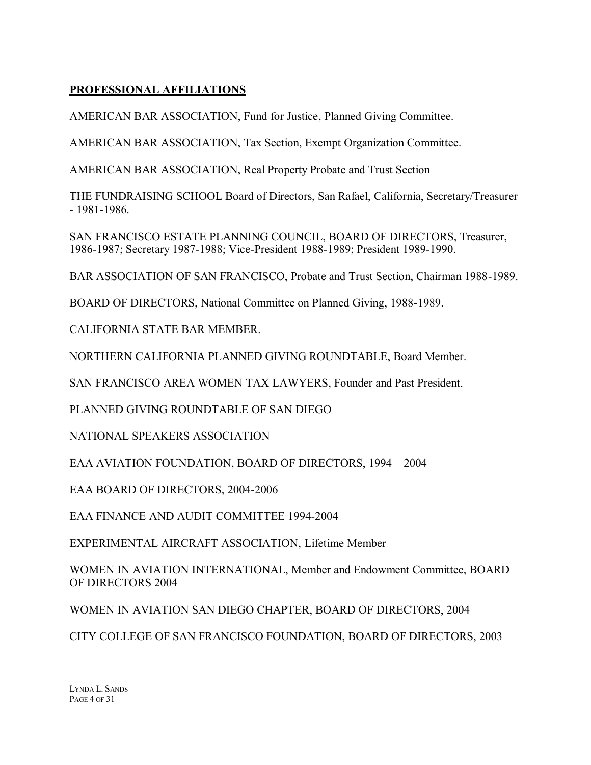**PROFESSIONAL AFFILIATIONS**

AMERICAN BAR ASSOCIATION, Fund for Justice, Planned Giving Committee.

AMERICAN BAR ASSOCIATION, Tax Section, Exempt Organization Committee.

AMERICAN BAR ASSOCIATION, Real Property Probate and Trust Section

THE FUNDRAISING SCHOOL Board of Directors, San Rafael, California, Secretary/Treasurer - 1981-1986.

SAN FRANCISCO ESTATE PLANNING COUNCIL, BOARD OF DIRECTORS, Treasurer, 1986-1987; Secretary 1987-1988; Vice-President 1988-1989; President 1989-1990.

BAR ASSOCIATION OF SAN FRANCISCO, Probate and Trust Section, Chairman 1988-1989.

BOARD OF DIRECTORS, National Committee on Planned Giving, 1988-1989.

CALIFORNIA STATE BAR MEMBER.

NORTHERN CALIFORNIA PLANNED GIVING ROUNDTABLE, Board Member.

SAN FRANCISCO AREA WOMEN TAX LAWYERS, Founder and Past President.

PLANNED GIVING ROUNDTABLE OF SAN DIEGO

NATIONAL SPEAKERS ASSOCIATION

EAA AVIATION FOUNDATION, BOARD OF DIRECTORS, 1994 – 2004

EAA BOARD OF DIRECTORS, 2004-2006

EAA FINANCE AND AUDIT COMMITTEE 1994-2004

EXPERIMENTAL AIRCRAFT ASSOCIATION, Lifetime Member

WOMEN IN AVIATION INTERNATIONAL, Member and Endowment Committee, BOARD OF DIRECTORS 2004

WOMEN IN AVIATION SAN DIEGO CHAPTER, BOARD OF DIRECTORS, 2004

CITY COLLEGE OF SAN FRANCISCO FOUNDATION, BOARD OF DIRECTORS, 2003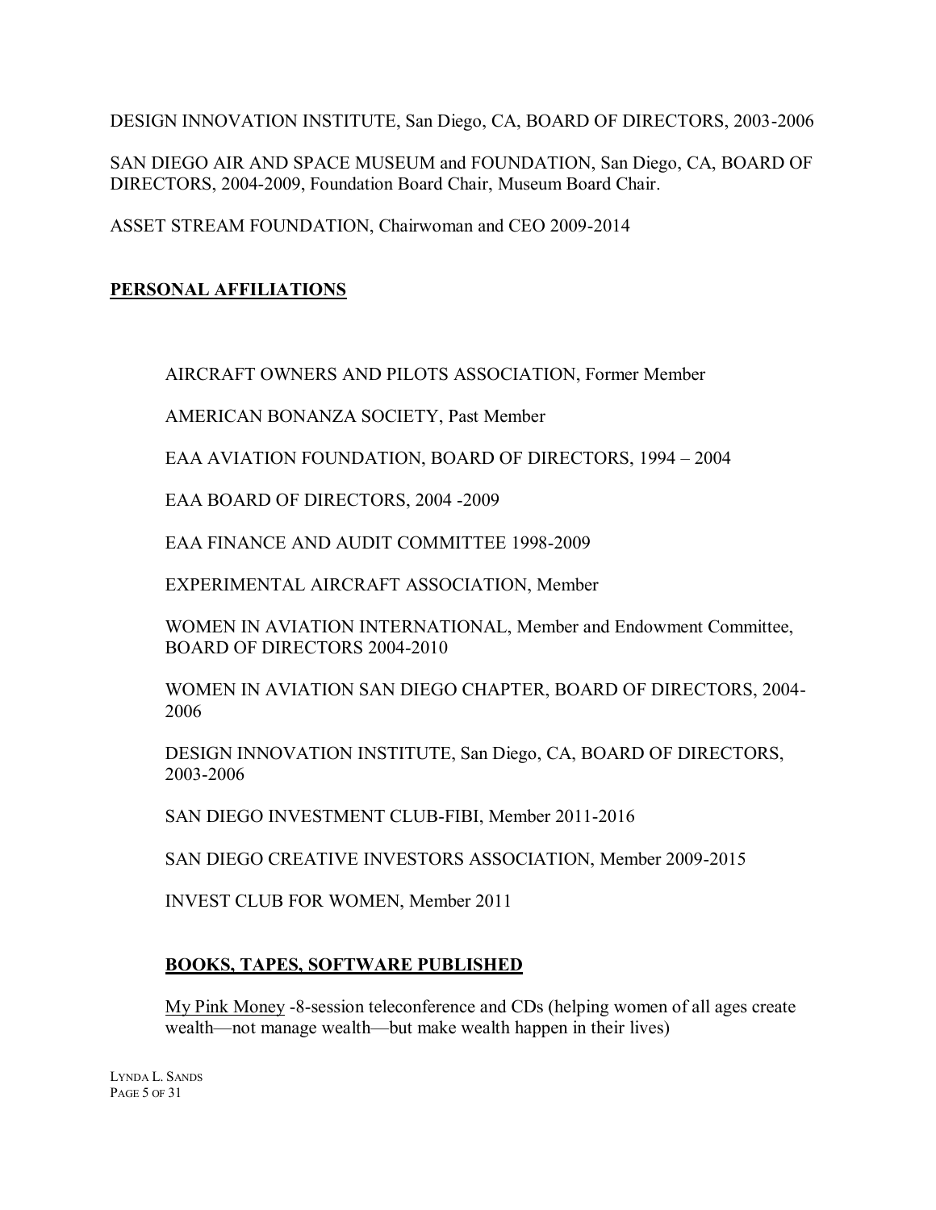DESIGN INNOVATION INSTITUTE, San Diego, CA, BOARD OF DIRECTORS, 2003-2006

SAN DIEGO AIR AND SPACE MUSEUM and FOUNDATION, San Diego, CA, BOARD OF DIRECTORS, 2004-2009, Foundation Board Chair, Museum Board Chair.

ASSET STREAM FOUNDATION, Chairwoman and CEO 2009-2014

## PERSONAL AFFILIATIONS

AIRCRAFT OWNERS AND PILOTS ASSOCIATION, Former Member

AMERICAN BONANZA SOCIETY, Past Member

EAA AVIATION FOUNDATION, BOARD OF DIRECTORS, 1994 – 2004

EAA BOARD OF DIRECTORS, 2004 -2009

EAA FINANCE AND AUDIT COMMITTEE 1998-2009

EXPERIMENTAL AIRCRAFT ASSOCIATION, Member

WOMEN IN AVIATION INTERNATIONAL, Member and Endowment Committee, BOARD OF DIRECTORS 2004-2010

WOMEN IN AVIATION SAN DIEGO CHAPTER, BOARD OF DIRECTORS, 2004-2006

DESIGN INNOVATION INSTITUTE, San Diego, CA, BOARD OF DIRECTORS, 2003-2006

SAN DIEGO INVESTMENT CLUB-FIBI, Member 2011-2016

SAN DIEGO CREATIVE INVESTORS ASSOCIATION, Member 2009-2015

INVEST CLUB FOR WOMEN, Member 2011

## BOOKS, TAPES, SOFTWARE PUBLISHED

My Pink Money -8-session teleconference and CDs (helping women of all ages create wealth—not manage wealth—but make wealth happen in their lives)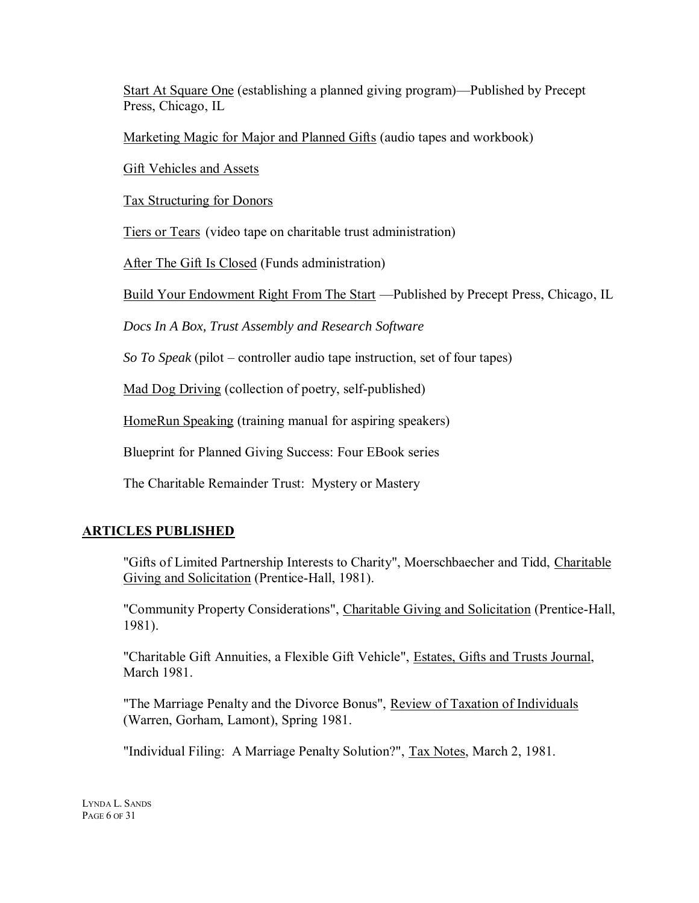<u>Start At Square One</u> (establishing a planned giving program)—Published by Precept Press, Chicago, IL

<u>Marketing Magic for Major and Planned Gifts</u> (audio tapes and workbook)

<u>Gift Vehicles and Assets</u>

<u>Tax Structuring for Donors</u>

<u>Tiers or Tears</u> (video tape on charitable trust administration)

<u>After The Gift Is Closed</u> (Funds administration)

<u>Build Your Endowment Right From The Start</u> —Published by Precept Press, Chicago, IL

*Docs In A Box, Trust Assembly and Research Software*

*So To Speak* (pilot – controller audio tape instruction, set of four tapes)

<u>Mad Dog Driving</u> (collection of poetry, self-published)

<u>HomeRun Speaking</u> (training manual for aspiring speakers)

Blueprint for Planned Giving Success: Four EBook series

The Charitable Remainder Trust: Mystery or Mastery

## ARTICLES PUBLISHED

"Gifts of Limited Partnership Interests to Charity", Moerschbaecher and Tidd, <u>Charitable Giving and Solicitation</u> (Prentice-Hall, 1981).

"Community Property Considerations", <u>Charitable Giving and Solicitation</u> (Prentice-Hall, 1981).

"Charitable Gift Annuities, a Flexible Gift Vehicle", <u>Estates, Gifts and Trusts Journal</u>, March 1981.

"The Marriage Penalty and the Divorce Bonus", <u>Review of Taxation of Individuals</u> (Warren, Gorham, Lamont), Spring 1981.

"Individual Filing: A Marriage Penalty Solution?", <u>Tax Notes</u>, March 2, 1981.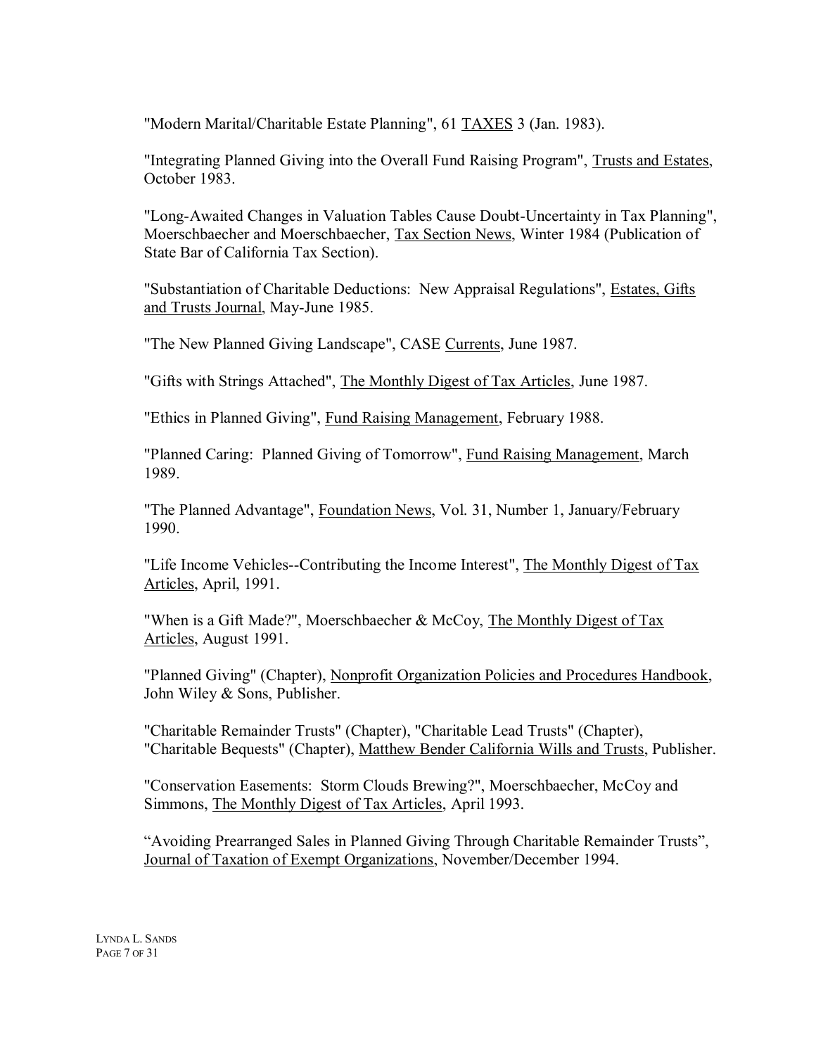"Modern Marital/Charitable Estate Planning", 61 TAXES 3 (Jan. 1983).

"Integrating Planned Giving into the Overall Fund Raising Program", Trusts and Estates, October 1983.

"Long-Awaited Changes in Valuation Tables Cause Doubt-Uncertainty in Tax Planning", Moerschbaecher and Moerschbaecher, Tax Section News, Winter 1984 (Publication of State Bar of California Tax Section).

"Substantiation of Charitable Deductions: New Appraisal Regulations", Estates, Gifts and Trusts Journal, May-June 1985.

"The New Planned Giving Landscape", CASE Currents, June 1987.

"Gifts with Strings Attached", The Monthly Digest of Tax Articles, June 1987.

"Ethics in Planned Giving", Fund Raising Management, February 1988.

"Planned Caring: Planned Giving of Tomorrow", Fund Raising Management, March 1989.

"The Planned Advantage", Foundation News, Vol. 31, Number 1, January/February 1990.

"Life Income Vehicles--Contributing the Income Interest", The Monthly Digest of Tax Articles, April, 1991.

"When is a Gift Made?", Moerschbaecher & McCoy, The Monthly Digest of Tax Articles, August 1991.

"Planned Giving" (Chapter), Nonprofit Organization Policies and Procedures Handbook, John Wiley & Sons, Publisher.

"Charitable Remainder Trusts" (Chapter), "Charitable Lead Trusts" (Chapter), "Charitable Bequests" (Chapter), Matthew Bender California Wills and Trusts, Publisher.

"Conservation Easements: Storm Clouds Brewing?", Moerschbaecher, McCoy and Simmons, The Monthly Digest of Tax Articles, April 1993.

"Avoiding Prearranged Sales in Planned Giving Through Charitable Remainder Trusts", Journal of Taxation of Exempt Organizations, November/December 1994.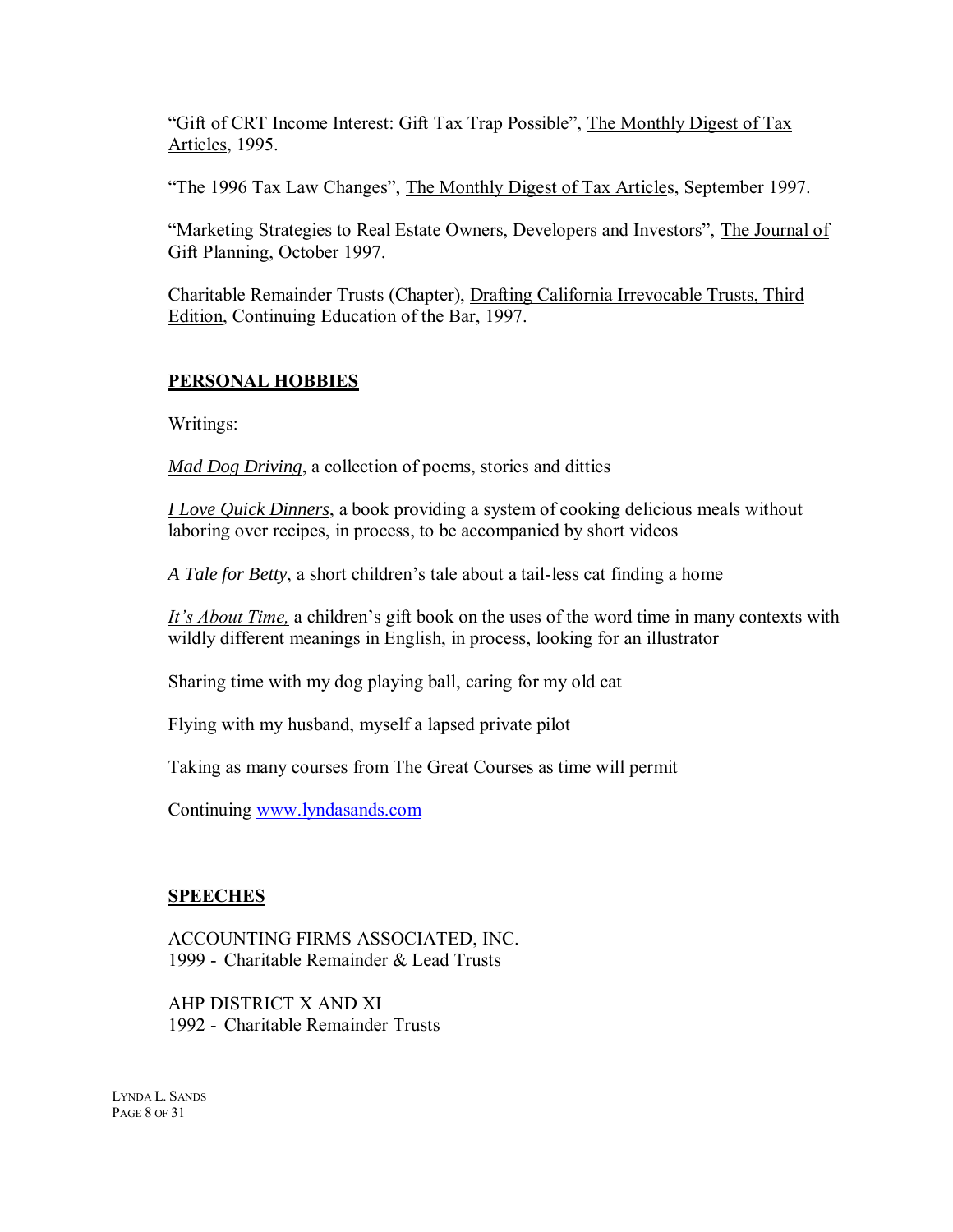"Gift of CRT Income Interest: Gift Tax Trap Possible", The Monthly Digest of Tax Articles, 1995.

"The 1996 Tax Law Changes", The Monthly Digest of Tax Articles, September 1997.

"Marketing Strategies to Real Estate Owners, Developers and Investors", The Journal of Gift Planning, October 1997.

Charitable Remainder Trusts (Chapter), Drafting California Irrevocable Trusts, Third Edition, Continuing Education of the Bar, 1997.

## PERSONAL HOBBIES

Writings:

*Mad Dog Driving*, a collection of poems, stories and ditties

*I Love Quick Dinners*, a book providing a system of cooking delicious meals without laboring over recipes, in process, to be accompanied by short videos

*A Tale for Betty*, a short children's tale about a tail-less cat finding a home

*It's About Time,* a children's gift book on the uses of the word time in many contexts with wildly different meanings in English, in process, looking for an illustrator

Sharing time with my dog playing ball, caring for my old cat

Flying with my husband, myself a lapsed private pilot

Taking as many courses from The Great Courses as time will permit

Continuing [www.lyndasands.com](http://www.lyndasands.com)

## SPEECHES

ACCOUNTING FIRMS ASSOCIATED, INC.
1999 - Charitable Remainder & Lead Trusts

AHP DISTRICT X AND XI
1992 - Charitable Remainder Trusts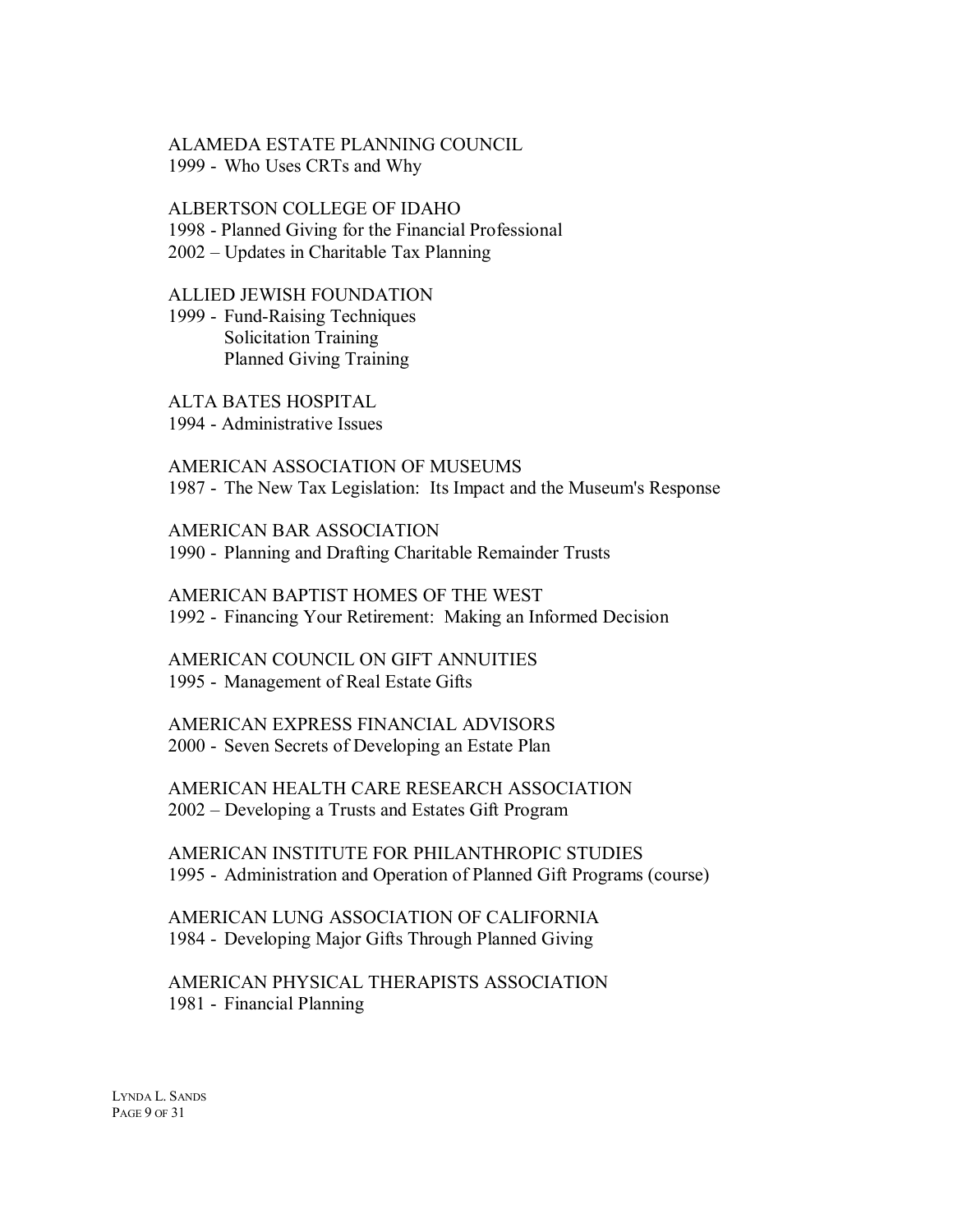ALAMEDA ESTATE PLANNING COUNCIL
1999 - Who Uses CRTs and Why

ALBERTSON COLLEGE OF IDAHO
1998 - Planned Giving for the Financial Professional
2002 – Updates in Charitable Tax Planning

ALLIED JEWISH FOUNDATION
1999 - Fund-Raising Techniques
Solicitation Training
Planned Giving Training

ALTA BATES HOSPITAL
1994 - Administrative Issues

AMERICAN ASSOCIATION OF MUSEUMS
1987 - The New Tax Legislation: Its Impact and the Museum's Response

AMERICAN BAR ASSOCIATION
1990 - Planning and Drafting Charitable Remainder Trusts

AMERICAN BAPTIST HOMES OF THE WEST
1992 - Financing Your Retirement: Making an Informed Decision

AMERICAN COUNCIL ON GIFT ANNUITIES
1995 - Management of Real Estate Gifts

AMERICAN EXPRESS FINANCIAL ADVISORS
2000 - Seven Secrets of Developing an Estate Plan

AMERICAN HEALTH CARE RESEARCH ASSOCIATION
2002 – Developing a Trusts and Estates Gift Program

AMERICAN INSTITUTE FOR PHILANTHROPIC STUDIES
1995 - Administration and Operation of Planned Gift Programs (course)

AMERICAN LUNG ASSOCIATION OF CALIFORNIA
1984 - Developing Major Gifts Through Planned Giving

AMERICAN PHYSICAL THERAPISTS ASSOCIATION
1981 - Financial Planning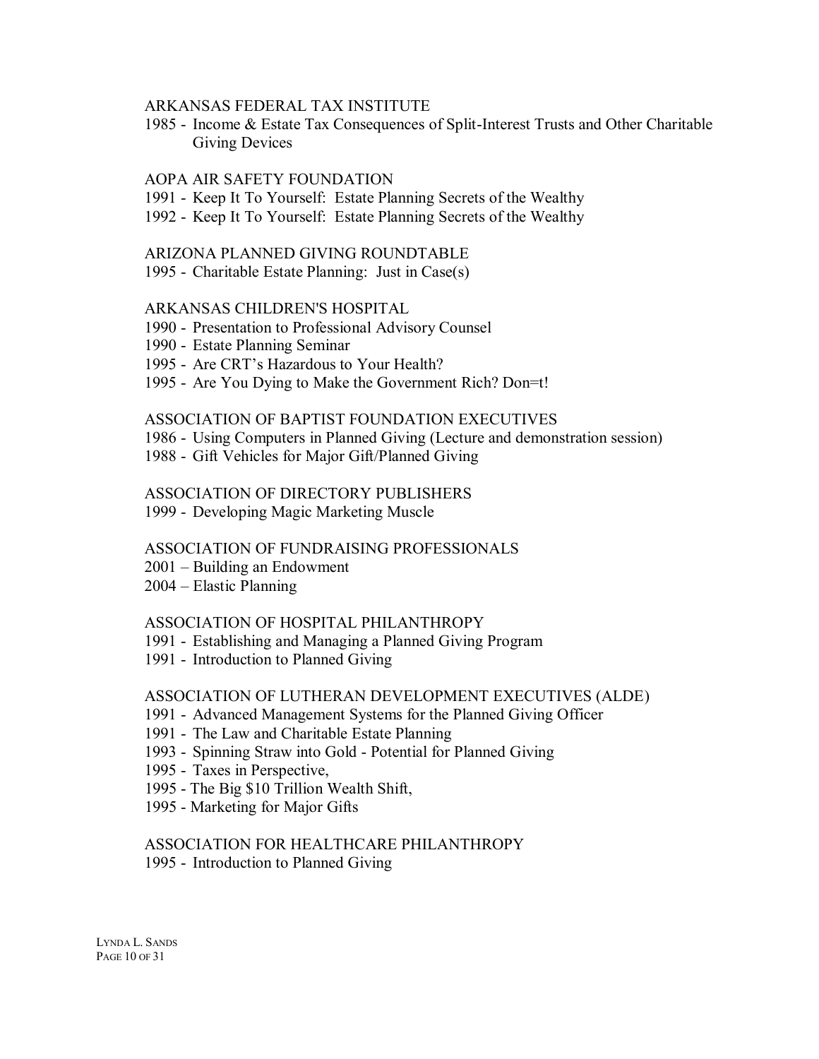ARKANSAS FEDERAL TAX INSTITUTE

1985 - Income & Estate Tax Consequences of Split-Interest Trusts and Other Charitable Giving Devices

AOPA AIR SAFETY FOUNDATION

1991 - Keep It To Yourself: Estate Planning Secrets of the Wealthy
1992 - Keep It To Yourself: Estate Planning Secrets of the Wealthy

ARIZONA PLANNED GIVING ROUNDTABLE

1995 - Charitable Estate Planning: Just in Case(s)

ARKANSAS CHILDREN'S HOSPITAL

1990 - Presentation to Professional Advisory Counsel
1990 - Estate Planning Seminar
1995 - Are CRT's Hazardous to Your Health?
1995 - Are You Dying to Make the Government Rich? Don=t!

ASSOCIATION OF BAPTIST FOUNDATION EXECUTIVES

1986 - Using Computers in Planned Giving (Lecture and demonstration session)
1988 - Gift Vehicles for Major Gift/Planned Giving

ASSOCIATION OF DIRECTORY PUBLISHERS

1999 - Developing Magic Marketing Muscle

ASSOCIATION OF FUNDRAISING PROFESSIONALS

2001 – Building an Endowment
2004 – Elastic Planning

ASSOCIATION OF HOSPITAL PHILANTHROPY

1991 - Establishing and Managing a Planned Giving Program
1991 - Introduction to Planned Giving

ASSOCIATION OF LUTHERAN DEVELOPMENT EXECUTIVES (ALDE)

1991 - Advanced Management Systems for the Planned Giving Officer
1991 - The Law and Charitable Estate Planning
1993 - Spinning Straw into Gold - Potential for Planned Giving
1995 - Taxes in Perspective,
1995 - The Big $10 Trillion Wealth Shift,
1995 - Marketing for Major Gifts

ASSOCIATION FOR HEALTHCARE PHILANTHROPY

1995 - Introduction to Planned Giving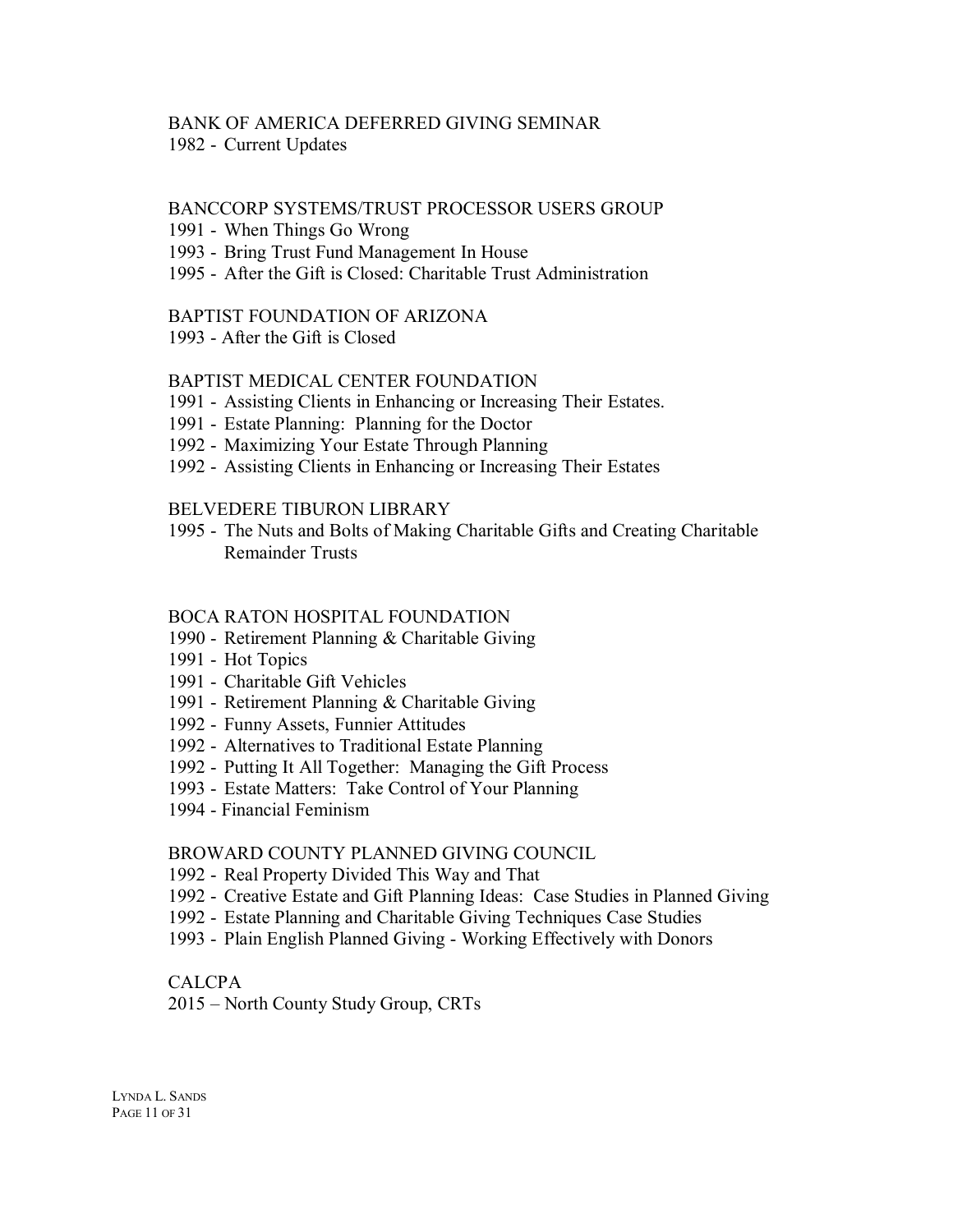BANK OF AMERICA DEFERRED GIVING SEMINAR

1982 - Current Updates

BANCCORP SYSTEMS/TRUST PROCESSOR USERS GROUP

1991 - When Things Go Wrong
1993 - Bring Trust Fund Management In House
1995 - After the Gift is Closed: Charitable Trust Administration

BAPTIST FOUNDATION OF ARIZONA

1993 - After the Gift is Closed

BAPTIST MEDICAL CENTER FOUNDATION

1991 - Assisting Clients in Enhancing or Increasing Their Estates.
1991 - Estate Planning: Planning for the Doctor
1992 - Maximizing Your Estate Through Planning
1992 - Assisting Clients in Enhancing or Increasing Their Estates

BELVEDERE TIBURON LIBRARY

1995 - The Nuts and Bolts of Making Charitable Gifts and Creating Charitable Remainder Trusts

BOCA RATON HOSPITAL FOUNDATION

1990 - Retirement Planning & Charitable Giving
1991 - Hot Topics
1991 - Charitable Gift Vehicles
1991 - Retirement Planning & Charitable Giving
1992 - Funny Assets, Funnier Attitudes
1992 - Alternatives to Traditional Estate Planning
1992 - Putting It All Together: Managing the Gift Process
1993 - Estate Matters: Take Control of Your Planning
1994 - Financial Feminism

BROWARD COUNTY PLANNED GIVING COUNCIL

1992 - Real Property Divided This Way and That
1992 - Creative Estate and Gift Planning Ideas: Case Studies in Planned Giving
1992 - Estate Planning and Charitable Giving Techniques Case Studies
1993 - Plain English Planned Giving - Working Effectively with Donors

CALCPA

2015 – North County Study Group, CRTs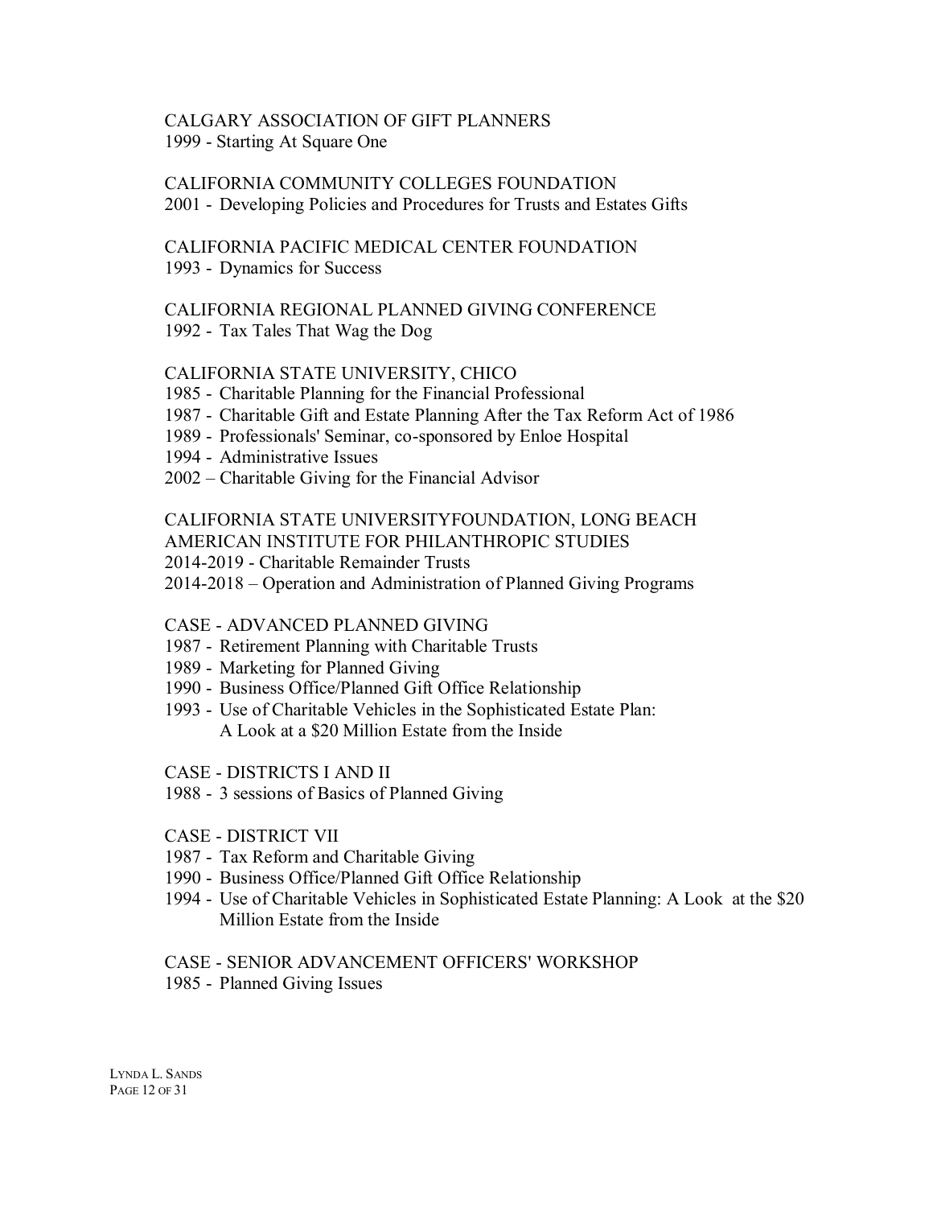CALGARY ASSOCIATION OF GIFT PLANNERS
1999 - Starting At Square One

CALIFORNIA COMMUNITY COLLEGES FOUNDATION
2001 - Developing Policies and Procedures for Trusts and Estates Gifts

CALIFORNIA PACIFIC MEDICAL CENTER FOUNDATION
1993 - Dynamics for Success

CALIFORNIA REGIONAL PLANNED GIVING CONFERENCE
1992 - Tax Tales That Wag the Dog

CALIFORNIA STATE UNIVERSITY, CHICO
1985 - Charitable Planning for the Financial Professional
1987 - Charitable Gift and Estate Planning After the Tax Reform Act of 1986
1989 - Professionals' Seminar, co-sponsored by Enloe Hospital
1994 - Administrative Issues
2002 – Charitable Giving for the Financial Advisor

CALIFORNIA STATE UNIVERSITYFOUNDATION, LONG BEACH
AMERICAN INSTITUTE FOR PHILANTHROPIC STUDIES
2014-2019 - Charitable Remainder Trusts
2014-2018 – Operation and Administration of Planned Giving Programs

CASE - ADVANCED PLANNED GIVING
1987 - Retirement Planning with Charitable Trusts
1989 - Marketing for Planned Giving
1990 - Business Office/Planned Gift Office Relationship
1993 - Use of Charitable Vehicles in the Sophisticated Estate Plan: A Look at a $20 Million Estate from the Inside

CASE - DISTRICTS I AND II
1988 - 3 sessions of Basics of Planned Giving

CASE - DISTRICT VII
1987 - Tax Reform and Charitable Giving
1990 - Business Office/Planned Gift Office Relationship
1994 - Use of Charitable Vehicles in Sophisticated Estate Planning: A Look at the $20 Million Estate from the Inside

CASE - SENIOR ADVANCEMENT OFFICERS' WORKSHOP
1985 - Planned Giving Issues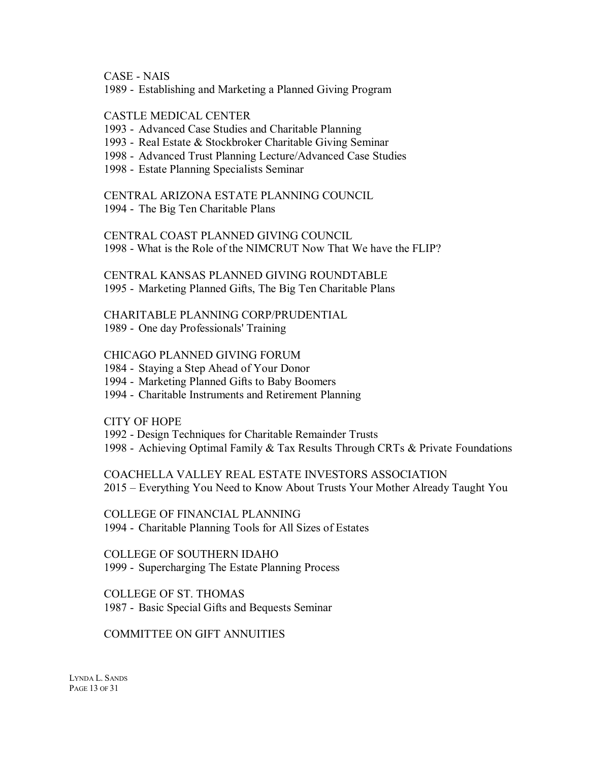CASE - NAIS
1989 - Establishing and Marketing a Planned Giving Program

CASTLE MEDICAL CENTER
1993 - Advanced Case Studies and Charitable Planning
1993 - Real Estate & Stockbroker Charitable Giving Seminar
1998 - Advanced Trust Planning Lecture/Advanced Case Studies
1998 - Estate Planning Specialists Seminar

CENTRAL ARIZONA ESTATE PLANNING COUNCIL
1994 - The Big Ten Charitable Plans

CENTRAL COAST PLANNED GIVING COUNCIL
1998 - What is the Role of the NIMCRUT Now That We have the FLIP?

CENTRAL KANSAS PLANNED GIVING ROUNDTABLE
1995 - Marketing Planned Gifts, The Big Ten Charitable Plans

CHARITABLE PLANNING CORP/PRUDENTIAL
1989 - One day Professionals' Training

CHICAGO PLANNED GIVING FORUM
1984 - Staying a Step Ahead of Your Donor
1994 - Marketing Planned Gifts to Baby Boomers
1994 - Charitable Instruments and Retirement Planning

CITY OF HOPE
1992 - Design Techniques for Charitable Remainder Trusts
1998 - Achieving Optimal Family & Tax Results Through CRTs & Private Foundations

COACHELLA VALLEY REAL ESTATE INVESTORS ASSOCIATION
2015 – Everything You Need to Know About Trusts Your Mother Already Taught You

COLLEGE OF FINANCIAL PLANNING
1994 - Charitable Planning Tools for All Sizes of Estates

COLLEGE OF SOUTHERN IDAHO
1999 - Supercharging The Estate Planning Process

COLLEGE OF ST. THOMAS
1987 - Basic Special Gifts and Bequests Seminar

COMMITTEE ON GIFT ANNUITIES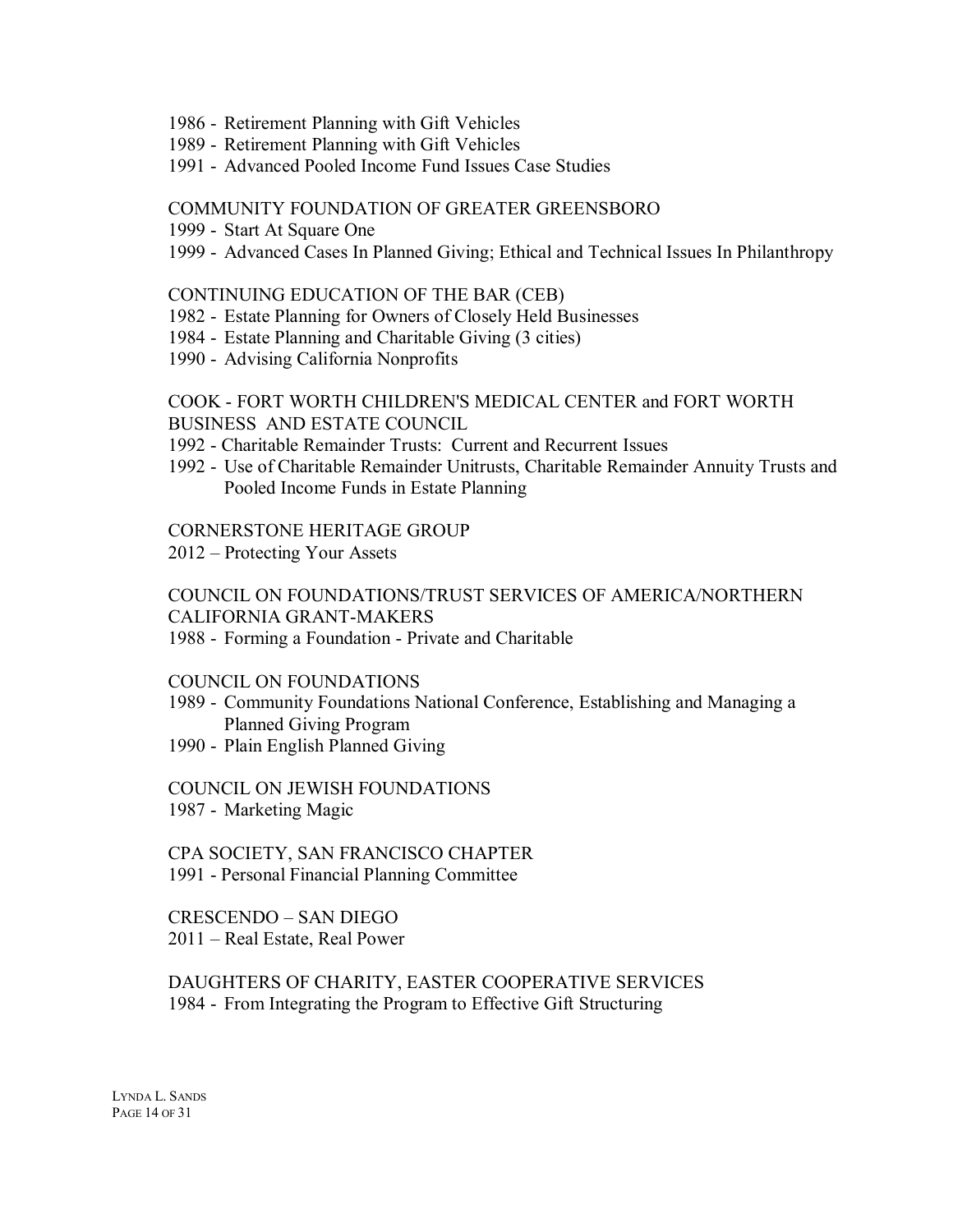1986 - Retirement Planning with Gift Vehicles
1989 - Retirement Planning with Gift Vehicles
1991 - Advanced Pooled Income Fund Issues Case Studies

COMMUNITY FOUNDATION OF GREATER GREENSBORO
1999 - Start At Square One
1999 - Advanced Cases In Planned Giving; Ethical and Technical Issues In Philanthropy

CONTINUING EDUCATION OF THE BAR (CEB)
1982 - Estate Planning for Owners of Closely Held Businesses
1984 - Estate Planning and Charitable Giving (3 cities)
1990 - Advising California Nonprofits

COOK - FORT WORTH CHILDREN'S MEDICAL CENTER and FORT WORTH BUSINESS AND ESTATE COUNCIL
1992 - Charitable Remainder Trusts: Current and Recurrent Issues
1992 - Use of Charitable Remainder Unitrusts, Charitable Remainder Annuity Trusts and Pooled Income Funds in Estate Planning

CORNERSTONE HERITAGE GROUP
2012 – Protecting Your Assets

COUNCIL ON FOUNDATIONS/TRUST SERVICES OF AMERICA/NORTHERN CALIFORNIA GRANT-MAKERS
1988 - Forming a Foundation - Private and Charitable

COUNCIL ON FOUNDATIONS
1989 - Community Foundations National Conference, Establishing and Managing a Planned Giving Program
1990 - Plain English Planned Giving

COUNCIL ON JEWISH FOUNDATIONS
1987 - Marketing Magic

CPA SOCIETY, SAN FRANCISCO CHAPTER
1991 - Personal Financial Planning Committee

CRESCENDO – SAN DIEGO
2011 – Real Estate, Real Power

DAUGHTERS OF CHARITY, EASTER COOPERATIVE SERVICES
1984 - From Integrating the Program to Effective Gift Structuring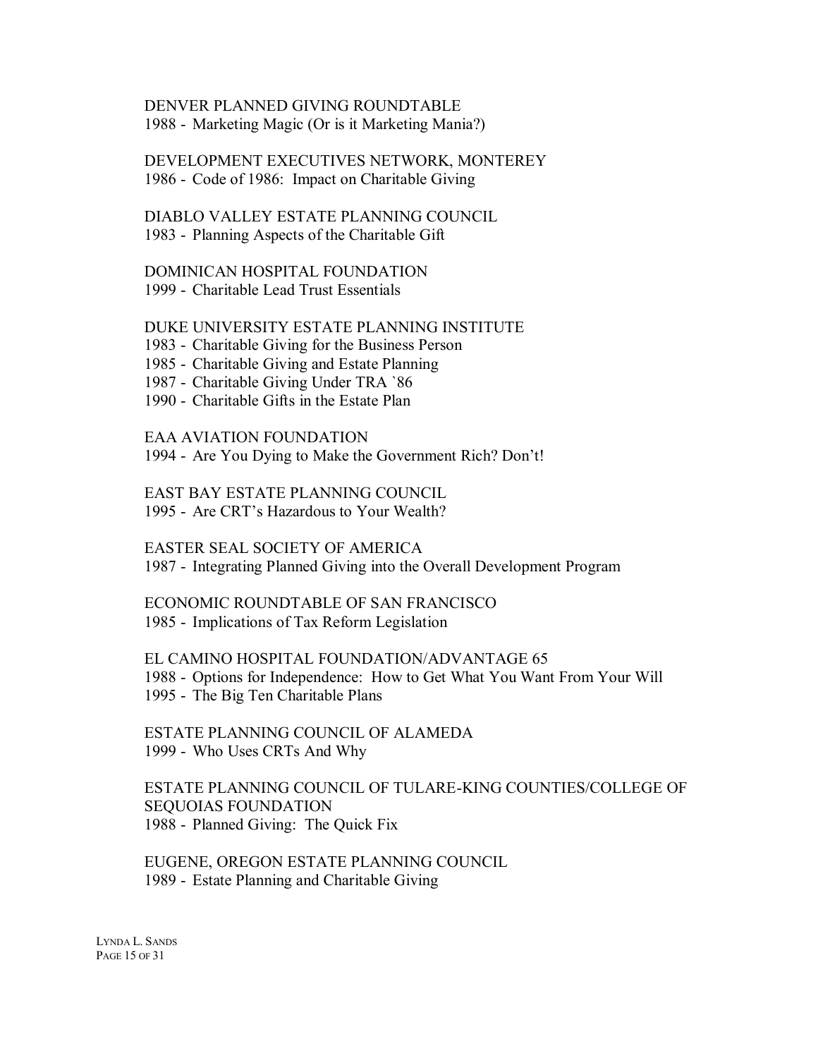DENVER PLANNED GIVING ROUNDTABLE
1988 - Marketing Magic (Or is it Marketing Mania?)

DEVELOPMENT EXECUTIVES NETWORK, MONTEREY
1986 - Code of 1986: Impact on Charitable Giving

DIABLO VALLEY ESTATE PLANNING COUNCIL
1983 - Planning Aspects of the Charitable Gift

DOMINICAN HOSPITAL FOUNDATION
1999 - Charitable Lead Trust Essentials

DUKE UNIVERSITY ESTATE PLANNING INSTITUTE
1983 - Charitable Giving for the Business Person
1985 - Charitable Giving and Estate Planning
1987 - Charitable Giving Under TRA `86
1990 - Charitable Gifts in the Estate Plan

EAA AVIATION FOUNDATION
1994 - Are You Dying to Make the Government Rich? Don't!

EAST BAY ESTATE PLANNING COUNCIL
1995 - Are CRT's Hazardous to Your Wealth?

EASTER SEAL SOCIETY OF AMERICA
1987 - Integrating Planned Giving into the Overall Development Program

ECONOMIC ROUNDTABLE OF SAN FRANCISCO
1985 - Implications of Tax Reform Legislation

EL CAMINO HOSPITAL FOUNDATION/ADVANTAGE 65
1988 - Options for Independence: How to Get What You Want From Your Will
1995 - The Big Ten Charitable Plans

ESTATE PLANNING COUNCIL OF ALAMEDA
1999 - Who Uses CRTs And Why

ESTATE PLANNING COUNCIL OF TULARE-KING COUNTIES/COLLEGE OF SEQUOIAS FOUNDATION
1988 - Planned Giving: The Quick Fix

EUGENE, OREGON ESTATE PLANNING COUNCIL
1989 - Estate Planning and Charitable Giving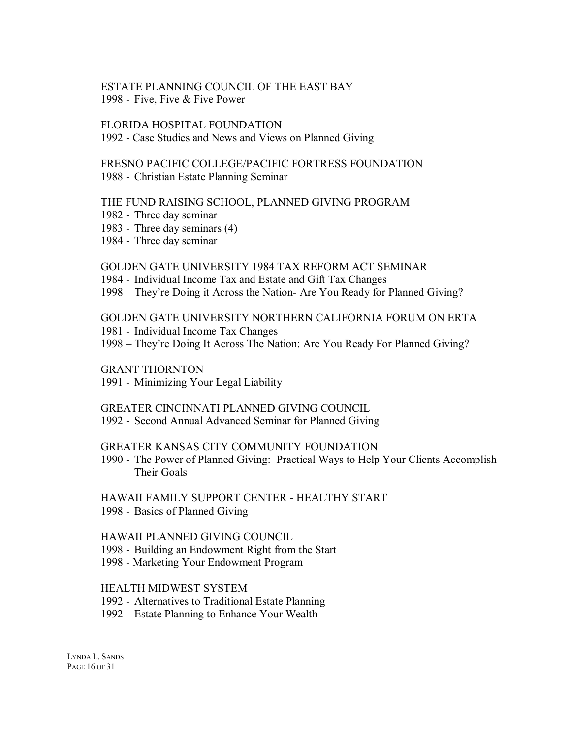ESTATE PLANNING COUNCIL OF THE EAST BAY
1998 - Five, Five & Five Power

FLORIDA HOSPITAL FOUNDATION
1992 - Case Studies and News and Views on Planned Giving

FRESNO PACIFIC COLLEGE/PACIFIC FORTRESS FOUNDATION
1988 - Christian Estate Planning Seminar

THE FUND RAISING SCHOOL, PLANNED GIVING PROGRAM
1982 - Three day seminar
1983 - Three day seminars (4)
1984 - Three day seminar

GOLDEN GATE UNIVERSITY 1984 TAX REFORM ACT SEMINAR
1984 - Individual Income Tax and Estate and Gift Tax Changes
1998 – They're Doing it Across the Nation- Are You Ready for Planned Giving?

GOLDEN GATE UNIVERSITY NORTHERN CALIFORNIA FORUM ON ERTA
1981 - Individual Income Tax Changes
1998 – They're Doing It Across The Nation: Are You Ready For Planned Giving?

GRANT THORNTON
1991 - Minimizing Your Legal Liability

GREATER CINCINNATI PLANNED GIVING COUNCIL
1992 - Second Annual Advanced Seminar for Planned Giving

GREATER KANSAS CITY COMMUNITY FOUNDATION
1990 - The Power of Planned Giving: Practical Ways to Help Your Clients Accomplish Their Goals

HAWAII FAMILY SUPPORT CENTER - HEALTHY START
1998 - Basics of Planned Giving

HAWAII PLANNED GIVING COUNCIL
1998 - Building an Endowment Right from the Start
1998 - Marketing Your Endowment Program

HEALTH MIDWEST SYSTEM
1992 - Alternatives to Traditional Estate Planning
1992 - Estate Planning to Enhance Your Wealth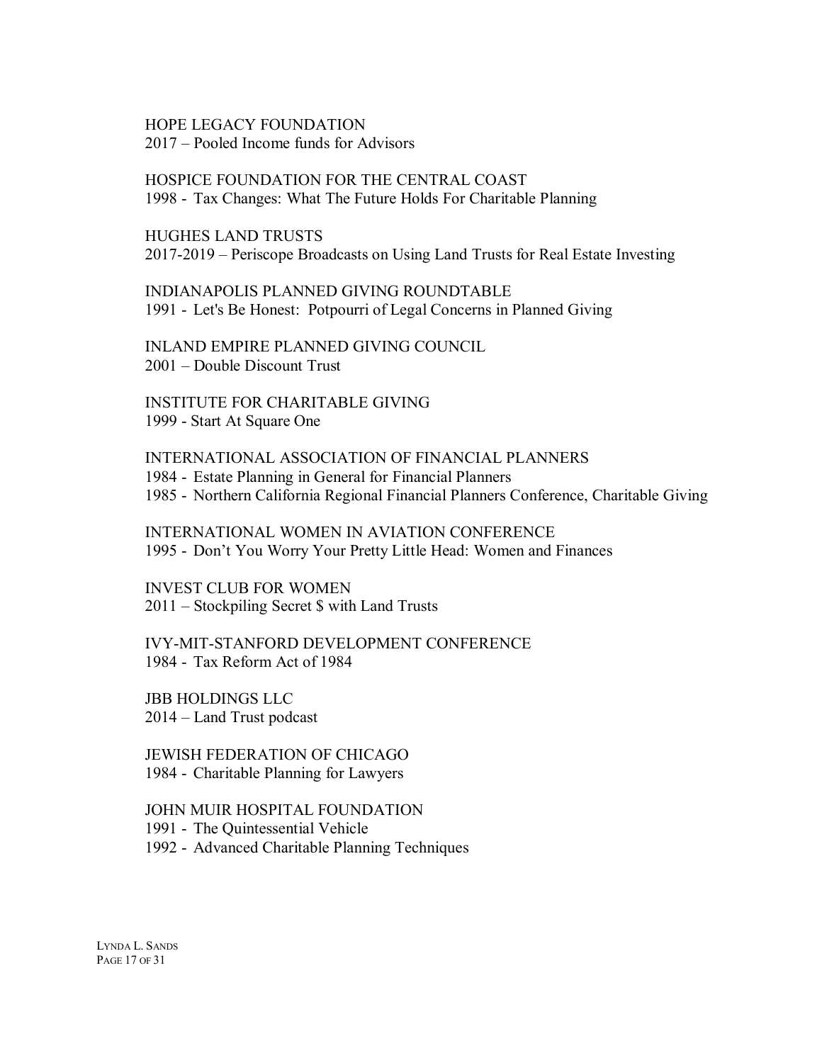HOPE LEGACY FOUNDATION
2017 – Pooled Income funds for Advisors

HOSPICE FOUNDATION FOR THE CENTRAL COAST
1998 - Tax Changes: What The Future Holds For Charitable Planning

HUGHES LAND TRUSTS
2017-2019 – Periscope Broadcasts on Using Land Trusts for Real Estate Investing

INDIANAPOLIS PLANNED GIVING ROUNDTABLE
1991 - Let's Be Honest: Potpourri of Legal Concerns in Planned Giving

INLAND EMPIRE PLANNED GIVING COUNCIL
2001 – Double Discount Trust

INSTITUTE FOR CHARITABLE GIVING
1999 - Start At Square One

INTERNATIONAL ASSOCIATION OF FINANCIAL PLANNERS
1984 - Estate Planning in General for Financial Planners
1985 - Northern California Regional Financial Planners Conference, Charitable Giving

INTERNATIONAL WOMEN IN AVIATION CONFERENCE
1995 - Don't You Worry Your Pretty Little Head: Women and Finances

INVEST CLUB FOR WOMEN
2011 – Stockpiling Secret $ with Land Trusts

IVY-MIT-STANFORD DEVELOPMENT CONFERENCE
1984 - Tax Reform Act of 1984

JBB HOLDINGS LLC
2014 – Land Trust podcast

JEWISH FEDERATION OF CHICAGO
1984 - Charitable Planning for Lawyers

JOHN MUIR HOSPITAL FOUNDATION
1991 - The Quintessential Vehicle
1992 - Advanced Charitable Planning Techniques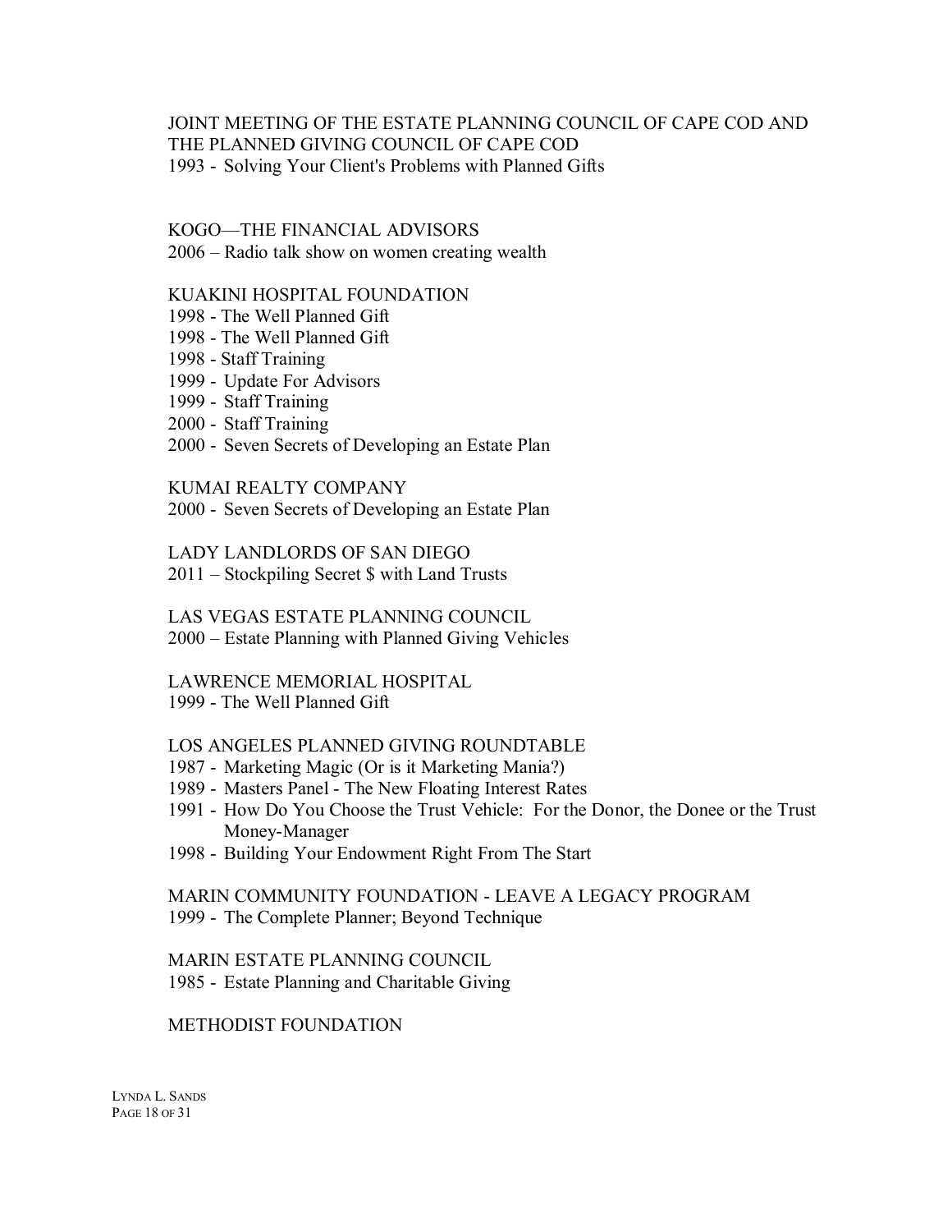JOINT MEETING OF THE ESTATE PLANNING COUNCIL OF CAPE COD AND THE PLANNED GIVING COUNCIL OF CAPE COD
1993 - Solving Your Client's Problems with Planned Gifts

KOGO—THE FINANCIAL ADVISORS
2006 – Radio talk show on women creating wealth

KUAKINI HOSPITAL FOUNDATION
1998 - The Well Planned Gift
1998 - The Well Planned Gift
1998 - Staff Training
1999 - Update For Advisors
1999 - Staff Training
2000 - Staff Training
2000 - Seven Secrets of Developing an Estate Plan

KUMAI REALTY COMPANY
2000 - Seven Secrets of Developing an Estate Plan

LADY LANDLORDS OF SAN DIEGO
2011 – Stockpiling Secret $ with Land Trusts

LAS VEGAS ESTATE PLANNING COUNCIL
2000 – Estate Planning with Planned Giving Vehicles

LAWRENCE MEMORIAL HOSPITAL
1999 - The Well Planned Gift

LOS ANGELES PLANNED GIVING ROUNDTABLE
1987 - Marketing Magic (Or is it Marketing Mania?)
1989 - Masters Panel - The New Floating Interest Rates
1991 - How Do You Choose the Trust Vehicle: For the Donor, the Donee or the Trust Money-Manager
1998 - Building Your Endowment Right From The Start

MARIN COMMUNITY FOUNDATION - LEAVE A LEGACY PROGRAM
1999 - The Complete Planner; Beyond Technique

MARIN ESTATE PLANNING COUNCIL
1985 - Estate Planning and Charitable Giving

METHODIST FOUNDATION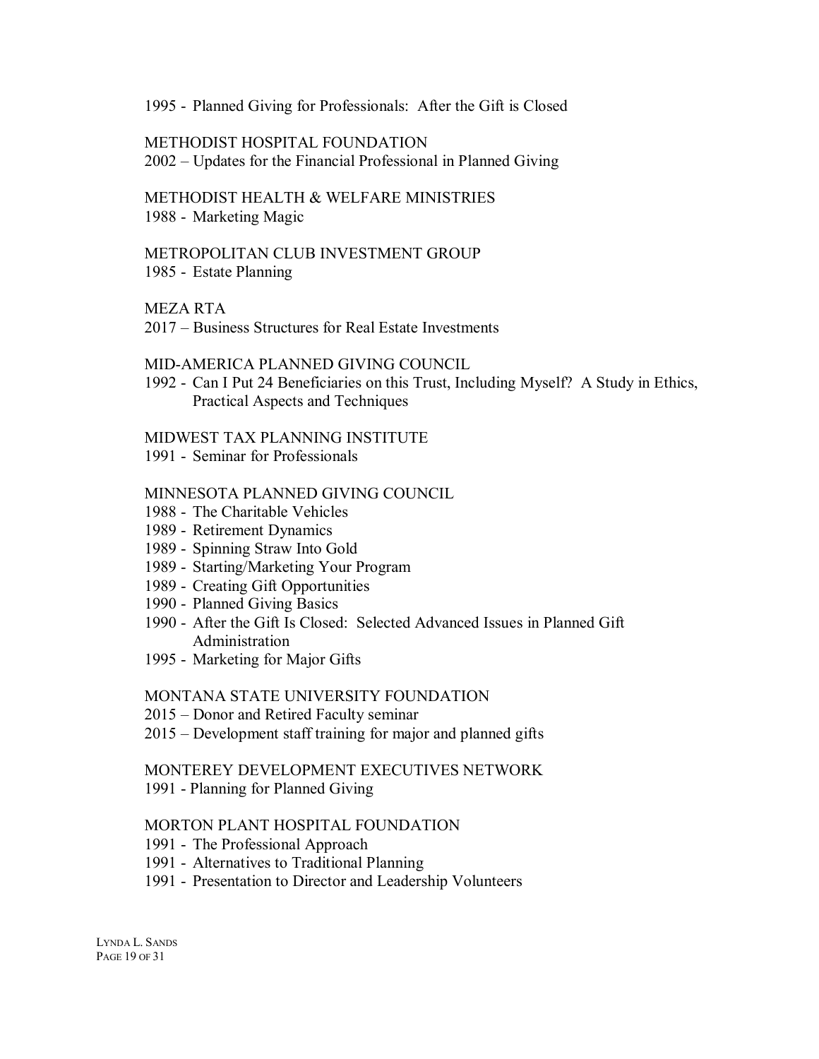1995 - Planned Giving for Professionals: After the Gift is Closed

METHODIST HOSPITAL FOUNDATION
2002 – Updates for the Financial Professional in Planned Giving

METHODIST HEALTH & WELFARE MINISTRIES
1988 - Marketing Magic

METROPOLITAN CLUB INVESTMENT GROUP
1985 - Estate Planning

MEZA RTA
2017 – Business Structures for Real Estate Investments

MID-AMERICA PLANNED GIVING COUNCIL
1992 - Can I Put 24 Beneficiaries on this Trust, Including Myself? A Study in Ethics, Practical Aspects and Techniques

MIDWEST TAX PLANNING INSTITUTE
1991 - Seminar for Professionals

MINNESOTA PLANNED GIVING COUNCIL
1988 - The Charitable Vehicles
1989 - Retirement Dynamics
1989 - Spinning Straw Into Gold
1989 - Starting/Marketing Your Program
1989 - Creating Gift Opportunities
1990 - Planned Giving Basics
1990 - After the Gift Is Closed: Selected Advanced Issues in Planned Gift Administration
1995 - Marketing for Major Gifts

MONTANA STATE UNIVERSITY FOUNDATION
2015 – Donor and Retired Faculty seminar
2015 – Development staff training for major and planned gifts

MONTEREY DEVELOPMENT EXECUTIVES NETWORK
1991 - Planning for Planned Giving

MORTON PLANT HOSPITAL FOUNDATION
1991 - The Professional Approach
1991 - Alternatives to Traditional Planning
1991 - Presentation to Director and Leadership Volunteers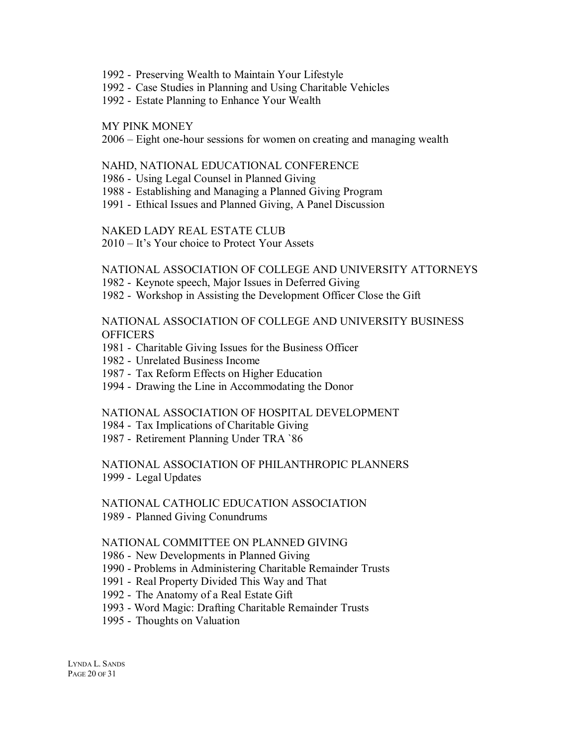1992 - Preserving Wealth to Maintain Your Lifestyle
1992 - Case Studies in Planning and Using Charitable Vehicles
1992 - Estate Planning to Enhance Your Wealth

MY PINK MONEY
2006 – Eight one-hour sessions for women on creating and managing wealth

NAHD, NATIONAL EDUCATIONAL CONFERENCE
1986 - Using Legal Counsel in Planned Giving
1988 - Establishing and Managing a Planned Giving Program
1991 - Ethical Issues and Planned Giving, A Panel Discussion

NAKED LADY REAL ESTATE CLUB
2010 – It's Your choice to Protect Your Assets

NATIONAL ASSOCIATION OF COLLEGE AND UNIVERSITY ATTORNEYS
1982 - Keynote speech, Major Issues in Deferred Giving
1982 - Workshop in Assisting the Development Officer Close the Gift

NATIONAL ASSOCIATION OF COLLEGE AND UNIVERSITY BUSINESS OFFICERS
1981 - Charitable Giving Issues for the Business Officer
1982 - Unrelated Business Income
1987 - Tax Reform Effects on Higher Education
1994 - Drawing the Line in Accommodating the Donor

NATIONAL ASSOCIATION OF HOSPITAL DEVELOPMENT
1984 - Tax Implications of Charitable Giving
1987 - Retirement Planning Under TRA `86

NATIONAL ASSOCIATION OF PHILANTHROPIC PLANNERS
1999 - Legal Updates

NATIONAL CATHOLIC EDUCATION ASSOCIATION
1989 - Planned Giving Conundrums

NATIONAL COMMITTEE ON PLANNED GIVING
1986 - New Developments in Planned Giving
1990 - Problems in Administering Charitable Remainder Trusts
1991 - Real Property Divided This Way and That
1992 - The Anatomy of a Real Estate Gift
1993 - Word Magic: Drafting Charitable Remainder Trusts
1995 - Thoughts on Valuation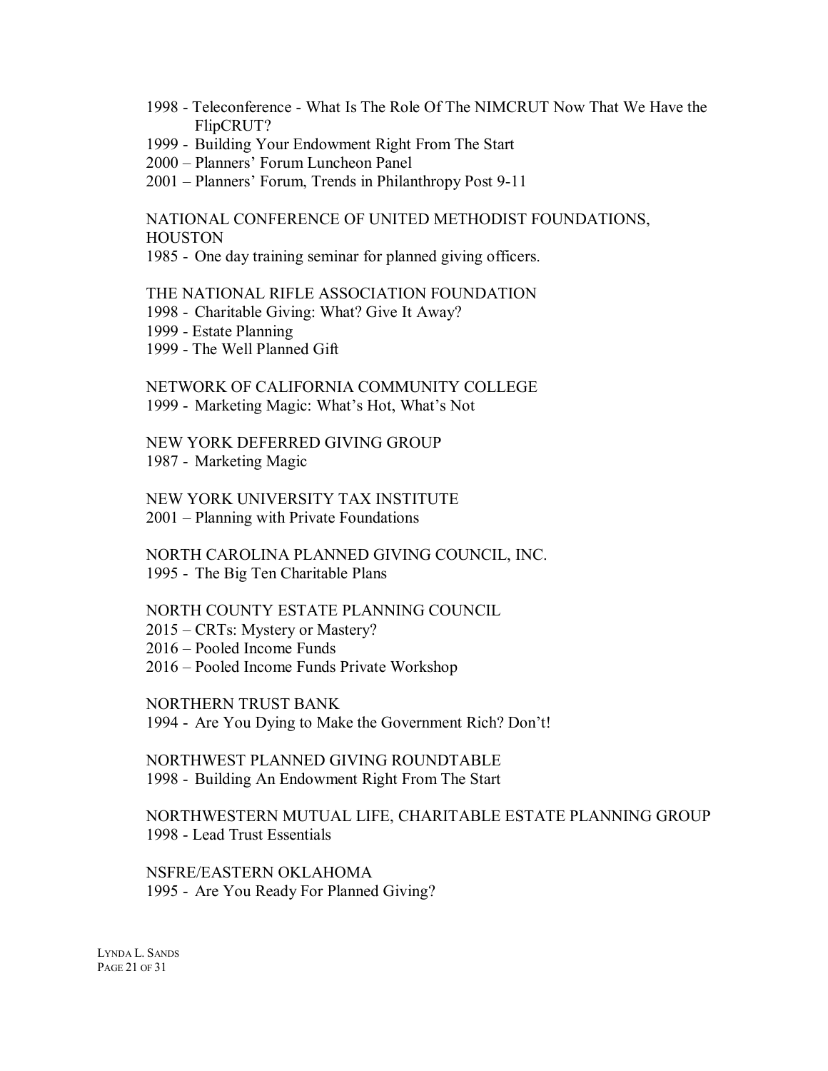1998 - Teleconference - What Is The Role Of The NIMCRUT Now That We Have the FlipCRUT?
1999 - Building Your Endowment Right From The Start
2000 – Planners' Forum Luncheon Panel
2001 – Planners' Forum, Trends in Philanthropy Post 9-11

NATIONAL CONFERENCE OF UNITED METHODIST FOUNDATIONS, HOUSTON
1985 - One day training seminar for planned giving officers.

THE NATIONAL RIFLE ASSOCIATION FOUNDATION
1998 - Charitable Giving: What? Give It Away?
1999 - Estate Planning
1999 - The Well Planned Gift

NETWORK OF CALIFORNIA COMMUNITY COLLEGE
1999 - Marketing Magic: What's Hot, What's Not

NEW YORK DEFERRED GIVING GROUP
1987 - Marketing Magic

NEW YORK UNIVERSITY TAX INSTITUTE
2001 – Planning with Private Foundations

NORTH CAROLINA PLANNED GIVING COUNCIL, INC.
1995 - The Big Ten Charitable Plans

NORTH COUNTY ESTATE PLANNING COUNCIL
2015 – CRTs: Mystery or Mastery?
2016 – Pooled Income Funds
2016 – Pooled Income Funds Private Workshop

NORTHERN TRUST BANK
1994 - Are You Dying to Make the Government Rich? Don't!

NORTHWEST PLANNED GIVING ROUNDTABLE
1998 - Building An Endowment Right From The Start

NORTHWESTERN MUTUAL LIFE, CHARITABLE ESTATE PLANNING GROUP
1998 - Lead Trust Essentials

NSFRE/EASTERN OKLAHOMA
1995 - Are You Ready For Planned Giving?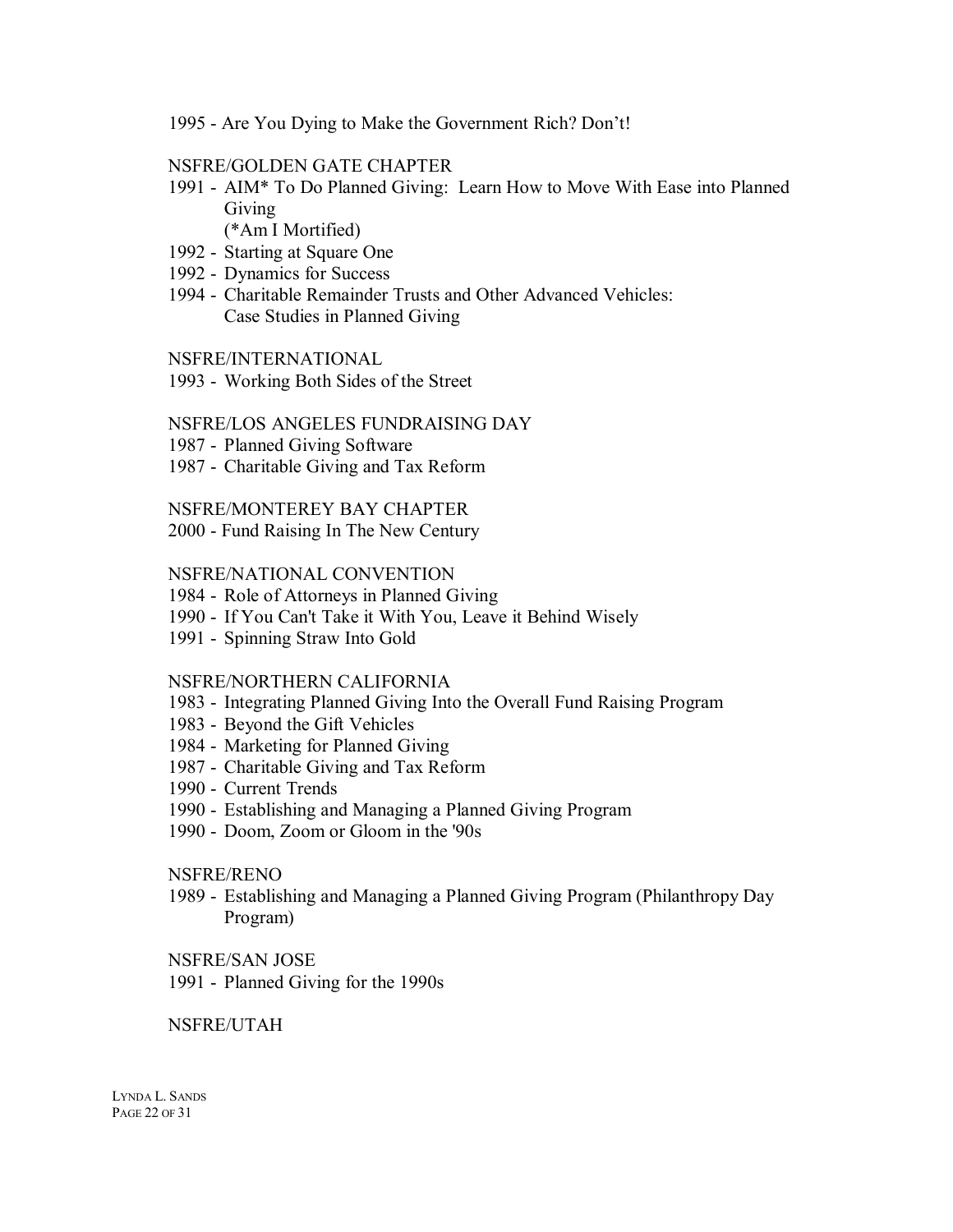1995 - Are You Dying to Make the Government Rich? Don't!

NSFRE/GOLDEN GATE CHAPTER

1991 - AIM* To Do Planned Giving: Learn How to Move With Ease into Planned Giving
(*Am I Mortified)
1992 - Starting at Square One
1992 - Dynamics for Success
1994 - Charitable Remainder Trusts and Other Advanced Vehicles: Case Studies in Planned Giving

NSFRE/INTERNATIONAL

1993 - Working Both Sides of the Street

NSFRE/LOS ANGELES FUNDRAISING DAY

1987 - Planned Giving Software
1987 - Charitable Giving and Tax Reform

NSFRE/MONTEREY BAY CHAPTER

2000 - Fund Raising In The New Century

NSFRE/NATIONAL CONVENTION

1984 - Role of Attorneys in Planned Giving
1990 - If You Can't Take it With You, Leave it Behind Wisely
1991 - Spinning Straw Into Gold

NSFRE/NORTHERN CALIFORNIA

1983 - Integrating Planned Giving Into the Overall Fund Raising Program
1983 - Beyond the Gift Vehicles
1984 - Marketing for Planned Giving
1987 - Charitable Giving and Tax Reform
1990 - Current Trends
1990 - Establishing and Managing a Planned Giving Program
1990 - Doom, Zoom or Gloom in the '90s

NSFRE/RENO

1989 - Establishing and Managing a Planned Giving Program (Philanthropy Day Program)

NSFRE/SAN JOSE

1991 - Planned Giving for the 1990s

NSFRE/UTAH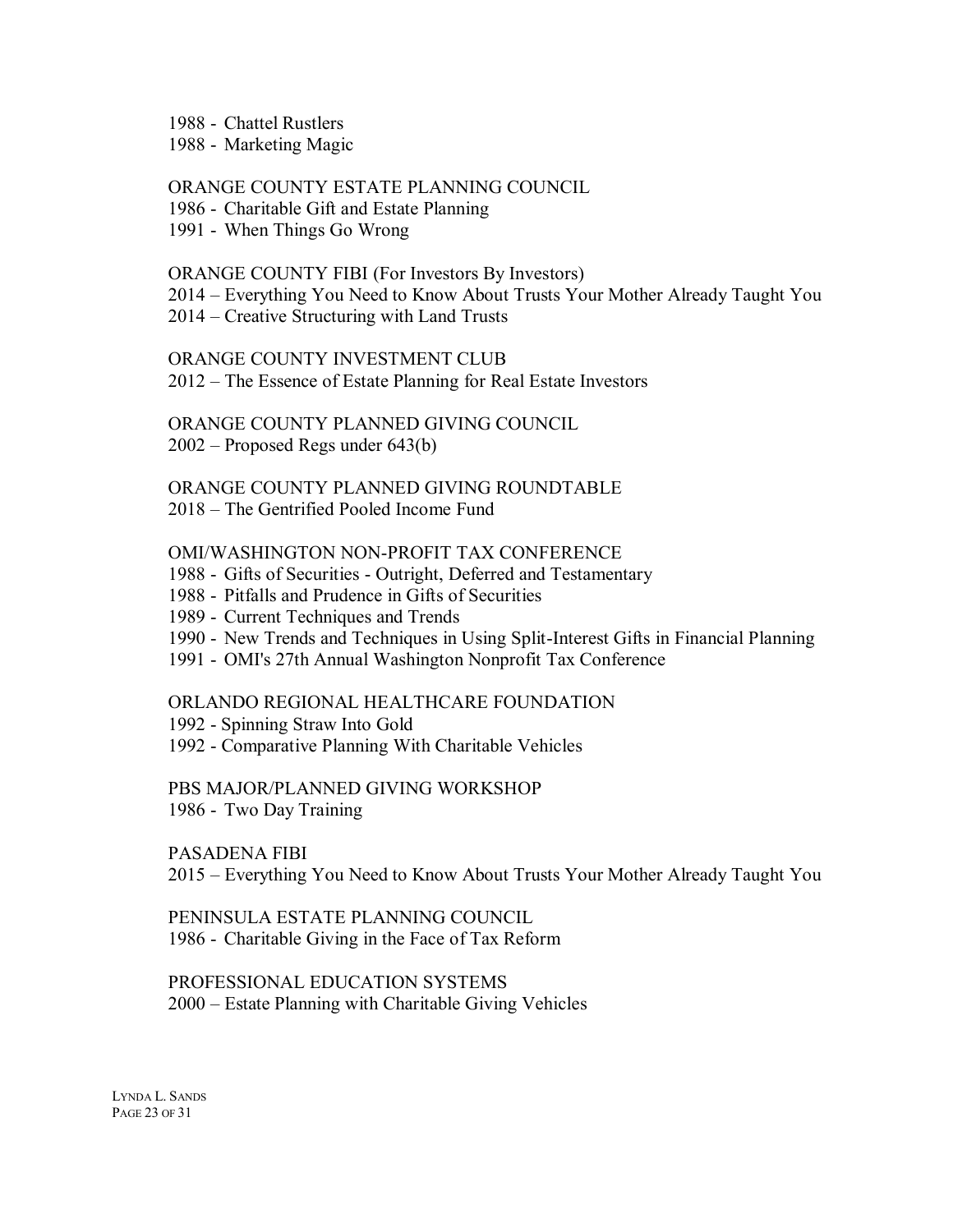1988 - Chattel Rustlers
1988 - Marketing Magic

ORANGE COUNTY ESTATE PLANNING COUNCIL
1986 - Charitable Gift and Estate Planning
1991 - When Things Go Wrong

ORANGE COUNTY FIBI (For Investors By Investors)
2014 – Everything You Need to Know About Trusts Your Mother Already Taught You
2014 – Creative Structuring with Land Trusts

ORANGE COUNTY INVESTMENT CLUB
2012 – The Essence of Estate Planning for Real Estate Investors

ORANGE COUNTY PLANNED GIVING COUNCIL
2002 – Proposed Regs under 643(b)

ORANGE COUNTY PLANNED GIVING ROUNDTABLE
2018 – The Gentrified Pooled Income Fund

OMI/WASHINGTON NON-PROFIT TAX CONFERENCE
1988 - Gifts of Securities - Outright, Deferred and Testamentary
1988 - Pitfalls and Prudence in Gifts of Securities
1989 - Current Techniques and Trends
1990 - New Trends and Techniques in Using Split-Interest Gifts in Financial Planning
1991 - OMI's 27th Annual Washington Nonprofit Tax Conference

ORLANDO REGIONAL HEALTHCARE FOUNDATION
1992 - Spinning Straw Into Gold
1992 - Comparative Planning With Charitable Vehicles

PBS MAJOR/PLANNED GIVING WORKSHOP
1986 - Two Day Training

PASADENA FIBI
2015 – Everything You Need to Know About Trusts Your Mother Already Taught You

PENINSULA ESTATE PLANNING COUNCIL
1986 - Charitable Giving in the Face of Tax Reform

PROFESSIONAL EDUCATION SYSTEMS
2000 – Estate Planning with Charitable Giving Vehicles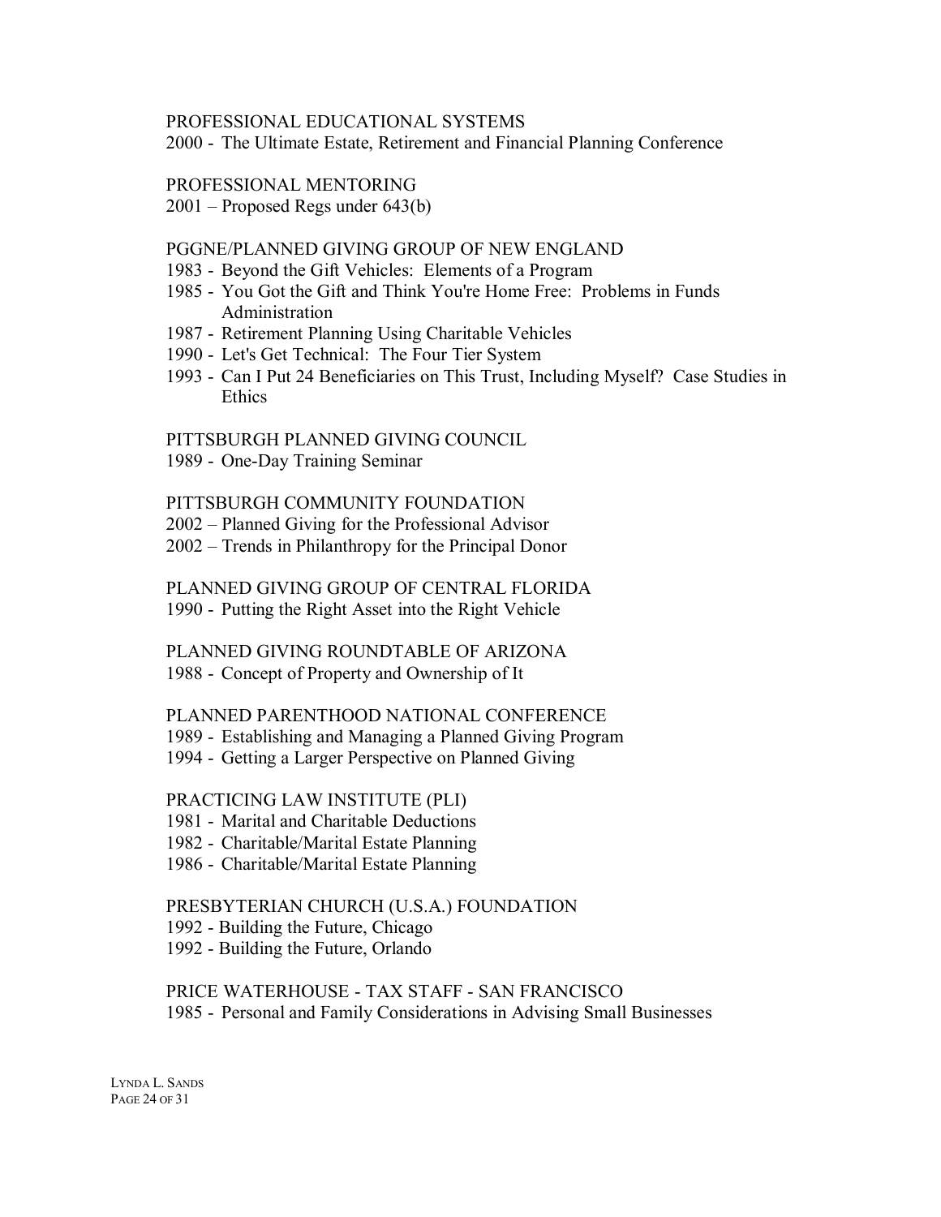PROFESSIONAL EDUCATIONAL SYSTEMS

2000 - The Ultimate Estate, Retirement and Financial Planning Conference

PROFESSIONAL MENTORING

2001 – Proposed Regs under 643(b)

PGGNE/PLANNED GIVING GROUP OF NEW ENGLAND

1983 - Beyond the Gift Vehicles: Elements of a Program

1985 - You Got the Gift and Think You're Home Free: Problems in Funds Administration

1987 - Retirement Planning Using Charitable Vehicles

1990 - Let's Get Technical: The Four Tier System

1993 - Can I Put 24 Beneficiaries on This Trust, Including Myself? Case Studies in Ethics

PITTSBURGH PLANNED GIVING COUNCIL

1989 - One-Day Training Seminar

PITTSBURGH COMMUNITY FOUNDATION

2002 – Planned Giving for the Professional Advisor

2002 – Trends in Philanthropy for the Principal Donor

PLANNED GIVING GROUP OF CENTRAL FLORIDA

1990 - Putting the Right Asset into the Right Vehicle

PLANNED GIVING ROUNDTABLE OF ARIZONA

1988 - Concept of Property and Ownership of It

PLANNED PARENTHOOD NATIONAL CONFERENCE

1989 - Establishing and Managing a Planned Giving Program

1994 - Getting a Larger Perspective on Planned Giving

PRACTICING LAW INSTITUTE (PLI)

1981 - Marital and Charitable Deductions

1982 - Charitable/Marital Estate Planning

1986 - Charitable/Marital Estate Planning

PRESBYTERIAN CHURCH (U.S.A.) FOUNDATION

1992 - Building the Future, Chicago

1992 - Building the Future, Orlando

PRICE WATERHOUSE - TAX STAFF - SAN FRANCISCO

1985 - Personal and Family Considerations in Advising Small Businesses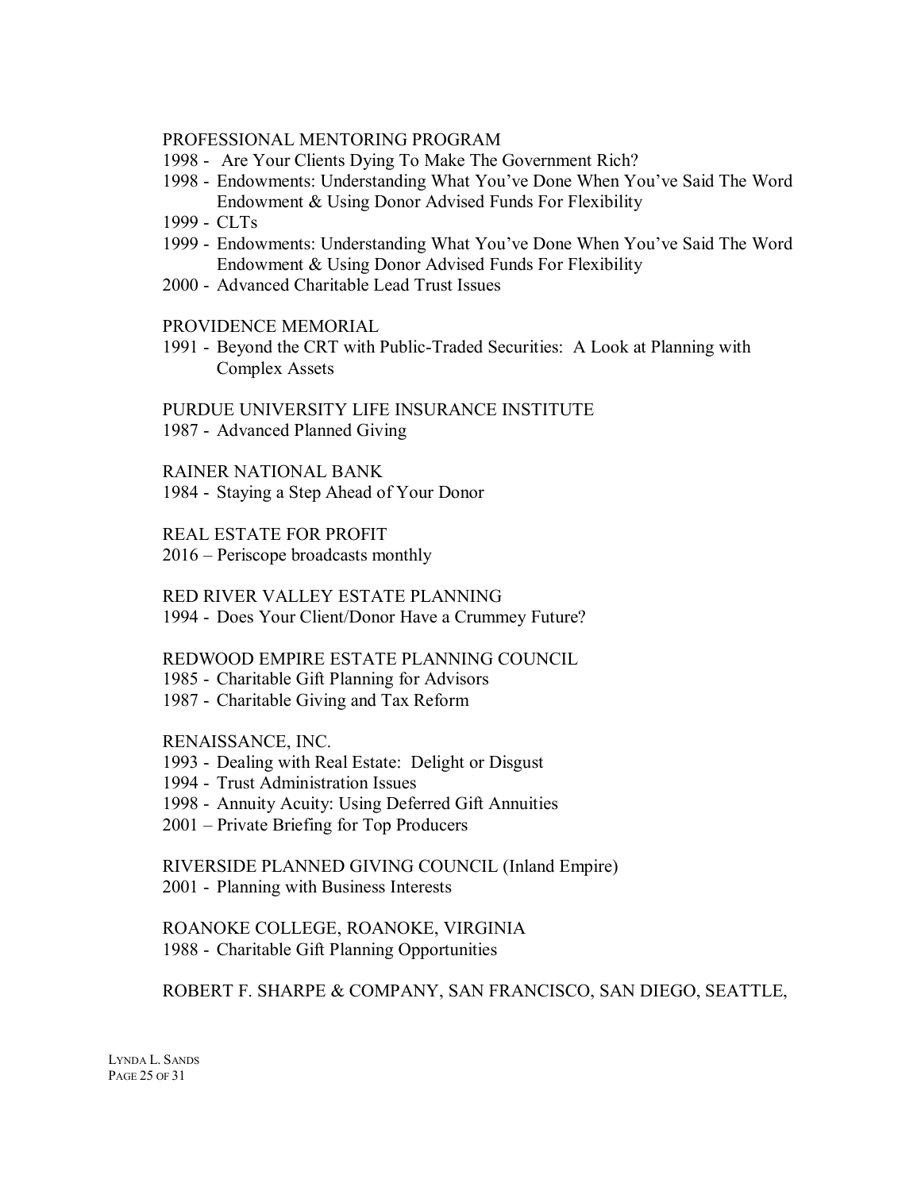PROFESSIONAL MENTORING PROGRAM

1998 - Are Your Clients Dying To Make The Government Rich?
1998 - Endowments: Understanding What You've Done When You've Said The Word Endowment & Using Donor Advised Funds For Flexibility
1999 - CLTs
1999 - Endowments: Understanding What You've Done When You've Said The Word Endowment & Using Donor Advised Funds For Flexibility
2000 - Advanced Charitable Lead Trust Issues

PROVIDENCE MEMORIAL

1991 - Beyond the CRT with Public-Traded Securities: A Look at Planning with Complex Assets

PURDUE UNIVERSITY LIFE INSURANCE INSTITUTE

1987 - Advanced Planned Giving

RAINER NATIONAL BANK

1984 - Staying a Step Ahead of Your Donor

REAL ESTATE FOR PROFIT

2016 – Periscope broadcasts monthly

RED RIVER VALLEY ESTATE PLANNING

1994 - Does Your Client/Donor Have a Crummey Future?

REDWOOD EMPIRE ESTATE PLANNING COUNCIL

1985 - Charitable Gift Planning for Advisors
1987 - Charitable Giving and Tax Reform

RENAISSANCE, INC.

1993 - Dealing with Real Estate: Delight or Disgust
1994 - Trust Administration Issues
1998 - Annuity Acuity: Using Deferred Gift Annuities
2001 – Private Briefing for Top Producers

RIVERSIDE PLANNED GIVING COUNCIL (Inland Empire)

2001 - Planning with Business Interests

ROANOKE COLLEGE, ROANOKE, VIRGINIA

1988 - Charitable Gift Planning Opportunities

ROBERT F. SHARPE & COMPANY, SAN FRANCISCO, SAN DIEGO, SEATTLE,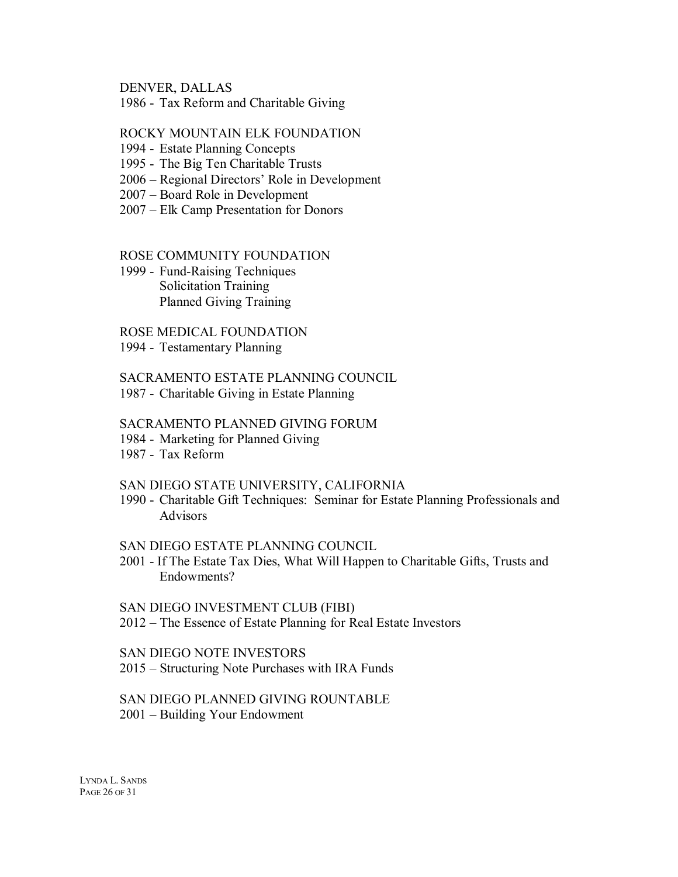DENVER, DALLAS

1986 - Tax Reform and Charitable Giving

ROCKY MOUNTAIN ELK FOUNDATION

1994 - Estate Planning Concepts
1995 - The Big Ten Charitable Trusts
2006 – Regional Directors' Role in Development
2007 – Board Role in Development
2007 – Elk Camp Presentation for Donors

ROSE COMMUNITY FOUNDATION

1999 - Fund-Raising Techniques
Solicitation Training
Planned Giving Training

ROSE MEDICAL FOUNDATION

1994 - Testamentary Planning

SACRAMENTO ESTATE PLANNING COUNCIL

1987 - Charitable Giving in Estate Planning

SACRAMENTO PLANNED GIVING FORUM

1984 - Marketing for Planned Giving
1987 - Tax Reform

SAN DIEGO STATE UNIVERSITY, CALIFORNIA

1990 - Charitable Gift Techniques: Seminar for Estate Planning Professionals and Advisors

SAN DIEGO ESTATE PLANNING COUNCIL

2001 - If The Estate Tax Dies, What Will Happen to Charitable Gifts, Trusts and Endowments?

SAN DIEGO INVESTMENT CLUB (FIBI)

2012 – The Essence of Estate Planning for Real Estate Investors

SAN DIEGO NOTE INVESTORS

2015 – Structuring Note Purchases with IRA Funds

SAN DIEGO PLANNED GIVING ROUNTABLE

2001 – Building Your Endowment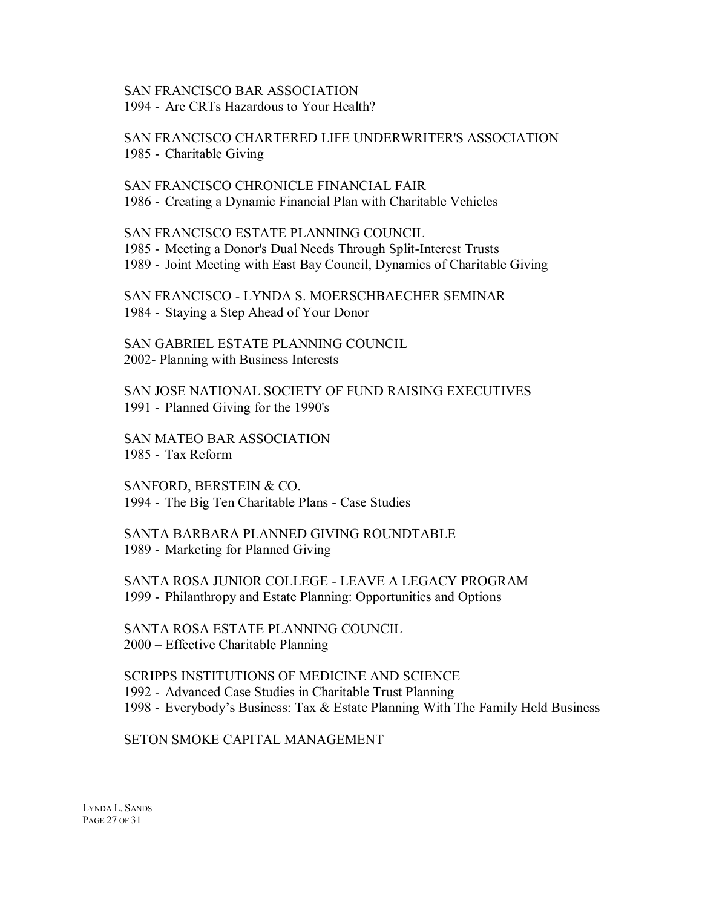SAN FRANCISCO BAR ASSOCIATION
1994 - Are CRTs Hazardous to Your Health?

SAN FRANCISCO CHARTERED LIFE UNDERWRITER'S ASSOCIATION
1985 - Charitable Giving

SAN FRANCISCO CHRONICLE FINANCIAL FAIR
1986 - Creating a Dynamic Financial Plan with Charitable Vehicles

SAN FRANCISCO ESTATE PLANNING COUNCIL
1985 - Meeting a Donor's Dual Needs Through Split-Interest Trusts
1989 - Joint Meeting with East Bay Council, Dynamics of Charitable Giving

SAN FRANCISCO - LYNDA S. MOERSCHBAECHER SEMINAR
1984 - Staying a Step Ahead of Your Donor

SAN GABRIEL ESTATE PLANNING COUNCIL
2002- Planning with Business Interests

SAN JOSE NATIONAL SOCIETY OF FUND RAISING EXECUTIVES
1991 - Planned Giving for the 1990's

SAN MATEO BAR ASSOCIATION
1985 - Tax Reform

SANFORD, BERSTEIN & CO.
1994 - The Big Ten Charitable Plans - Case Studies

SANTA BARBARA PLANNED GIVING ROUNDTABLE
1989 - Marketing for Planned Giving

SANTA ROSA JUNIOR COLLEGE - LEAVE A LEGACY PROGRAM
1999 - Philanthropy and Estate Planning: Opportunities and Options

SANTA ROSA ESTATE PLANNING COUNCIL
2000 – Effective Charitable Planning

SCRIPPS INSTITUTIONS OF MEDICINE AND SCIENCE
1992 - Advanced Case Studies in Charitable Trust Planning
1998 - Everybody's Business: Tax & Estate Planning With The Family Held Business

SETON SMOKE CAPITAL MANAGEMENT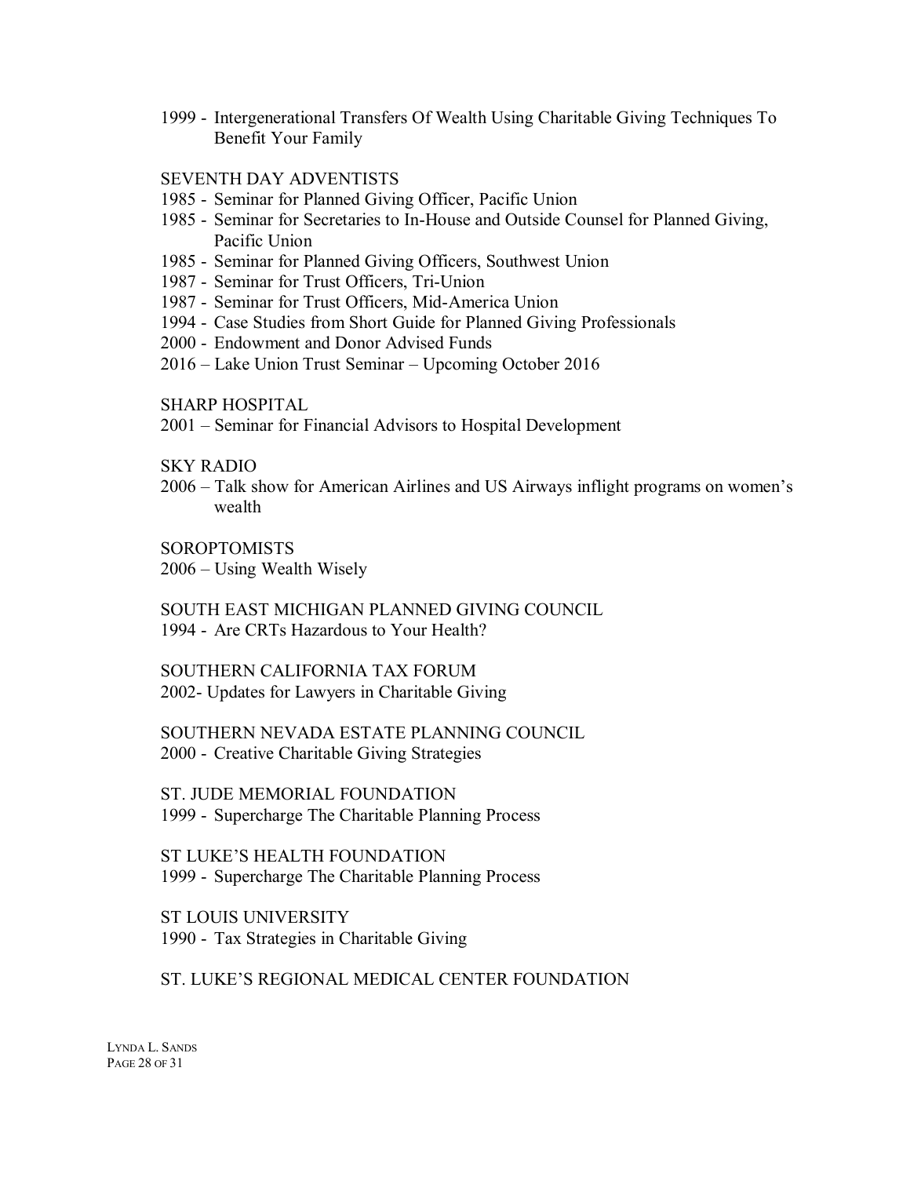1999 - Intergenerational Transfers Of Wealth Using Charitable Giving Techniques To Benefit Your Family

SEVENTH DAY ADVENTISTS

1985 - Seminar for Planned Giving Officer, Pacific Union
1985 - Seminar for Secretaries to In-House and Outside Counsel for Planned Giving, Pacific Union
1985 - Seminar for Planned Giving Officers, Southwest Union
1987 - Seminar for Trust Officers, Tri-Union
1987 - Seminar for Trust Officers, Mid-America Union
1994 - Case Studies from Short Guide for Planned Giving Professionals
2000 - Endowment and Donor Advised Funds
2016 – Lake Union Trust Seminar – Upcoming October 2016

SHARP HOSPITAL

2001 – Seminar for Financial Advisors to Hospital Development

SKY RADIO

2006 – Talk show for American Airlines and US Airways inflight programs on women's wealth

SOROPTOMISTS

2006 – Using Wealth Wisely

SOUTH EAST MICHIGAN PLANNED GIVING COUNCIL

1994 - Are CRTs Hazardous to Your Health?

SOUTHERN CALIFORNIA TAX FORUM

2002- Updates for Lawyers in Charitable Giving

SOUTHERN NEVADA ESTATE PLANNING COUNCIL

2000 - Creative Charitable Giving Strategies

ST. JUDE MEMORIAL FOUNDATION

1999 - Supercharge The Charitable Planning Process

ST LUKE'S HEALTH FOUNDATION

1999 - Supercharge The Charitable Planning Process

ST LOUIS UNIVERSITY

1990 - Tax Strategies in Charitable Giving

ST. LUKE'S REGIONAL MEDICAL CENTER FOUNDATION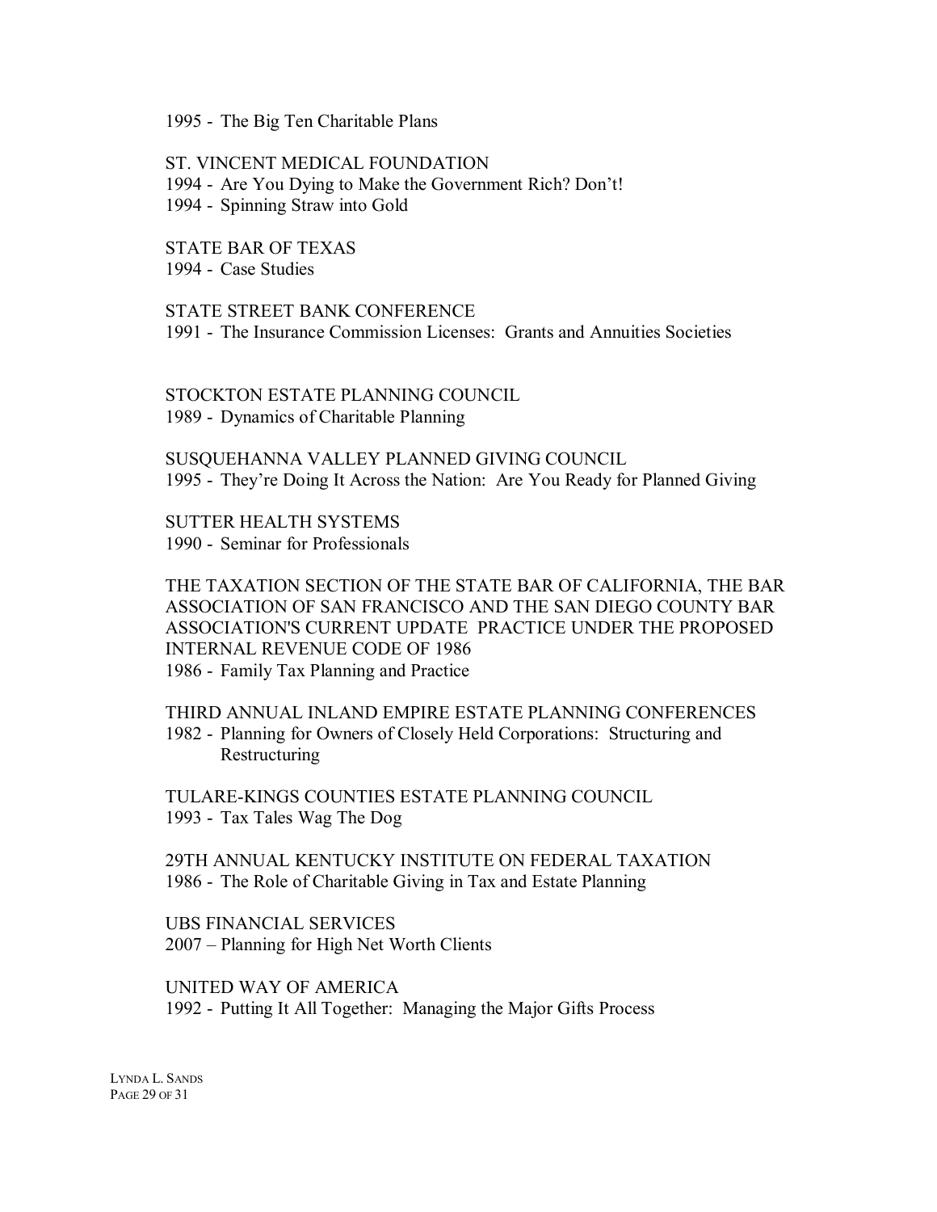1995 - The Big Ten Charitable Plans

ST. VINCENT MEDICAL FOUNDATION
1994 - Are You Dying to Make the Government Rich? Don't!
1994 - Spinning Straw into Gold

STATE BAR OF TEXAS
1994 - Case Studies

STATE STREET BANK CONFERENCE
1991 - The Insurance Commission Licenses: Grants and Annuities Societies

STOCKTON ESTATE PLANNING COUNCIL
1989 - Dynamics of Charitable Planning

SUSQUEHANNA VALLEY PLANNED GIVING COUNCIL
1995 - They're Doing It Across the Nation: Are You Ready for Planned Giving

SUTTER HEALTH SYSTEMS
1990 - Seminar for Professionals

THE TAXATION SECTION OF THE STATE BAR OF CALIFORNIA, THE BAR ASSOCIATION OF SAN FRANCISCO AND THE SAN DIEGO COUNTY BAR ASSOCIATION'S CURRENT UPDATE PRACTICE UNDER THE PROPOSED INTERNAL REVENUE CODE OF 1986
1986 - Family Tax Planning and Practice

THIRD ANNUAL INLAND EMPIRE ESTATE PLANNING CONFERENCES
1982 - Planning for Owners of Closely Held Corporations: Structuring and Restructuring

TULARE-KINGS COUNTIES ESTATE PLANNING COUNCIL
1993 - Tax Tales Wag The Dog

29TH ANNUAL KENTUCKY INSTITUTE ON FEDERAL TAXATION
1986 - The Role of Charitable Giving in Tax and Estate Planning

UBS FINANCIAL SERVICES
2007 – Planning for High Net Worth Clients

UNITED WAY OF AMERICA
1992 - Putting It All Together: Managing the Major Gifts Process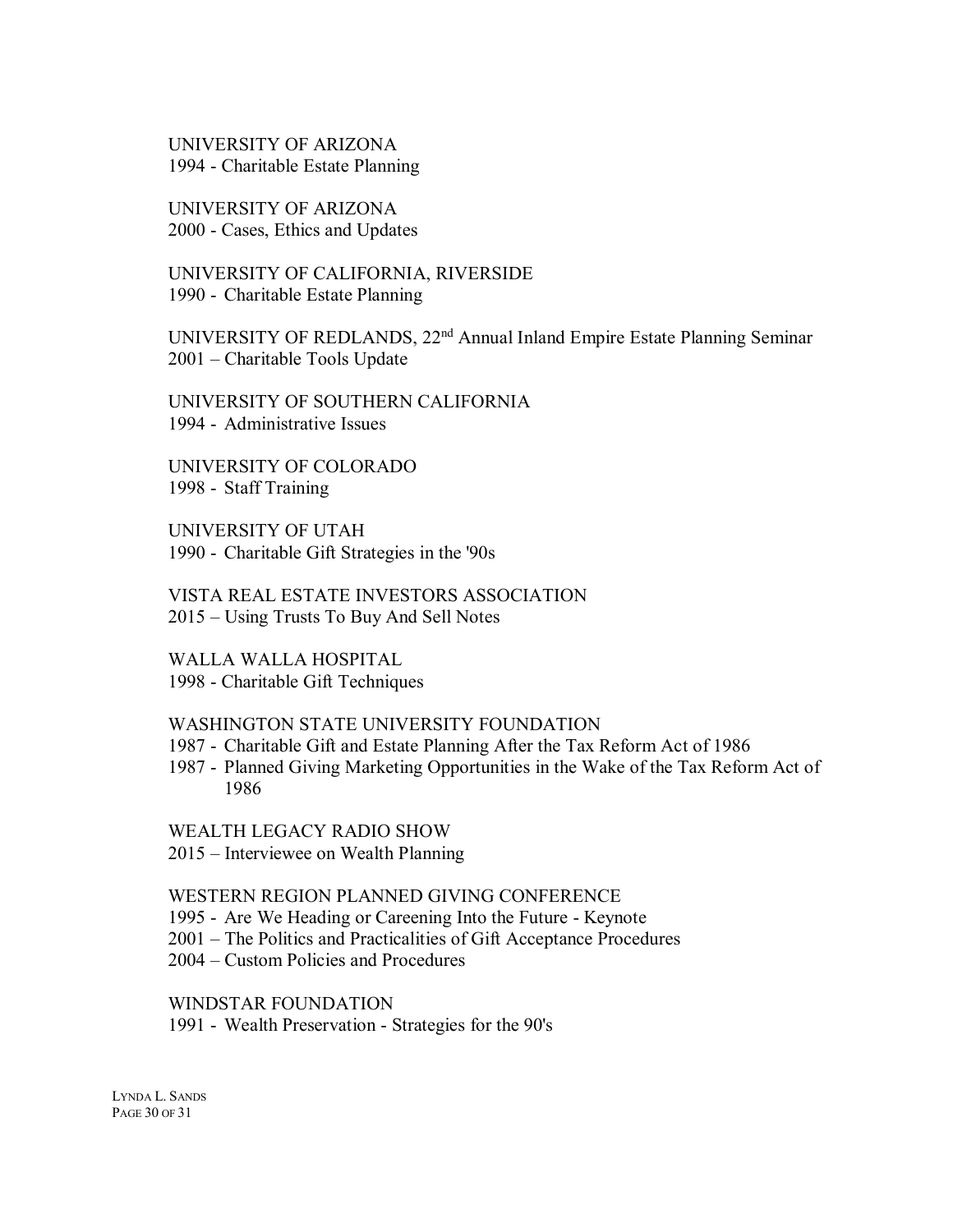UNIVERSITY OF ARIZONA
1994 - Charitable Estate Planning

UNIVERSITY OF ARIZONA
2000 - Cases, Ethics and Updates

UNIVERSITY OF CALIFORNIA, RIVERSIDE
1990 - Charitable Estate Planning

UNIVERSITY OF REDLANDS, 22nd Annual Inland Empire Estate Planning Seminar
2001 – Charitable Tools Update

UNIVERSITY OF SOUTHERN CALIFORNIA
1994 - Administrative Issues

UNIVERSITY OF COLORADO
1998 - Staff Training

UNIVERSITY OF UTAH
1990 - Charitable Gift Strategies in the '90s

VISTA REAL ESTATE INVESTORS ASSOCIATION
2015 – Using Trusts To Buy And Sell Notes

WALLA WALLA HOSPITAL
1998 - Charitable Gift Techniques

WASHINGTON STATE UNIVERSITY FOUNDATION
1987 - Charitable Gift and Estate Planning After the Tax Reform Act of 1986
1987 - Planned Giving Marketing Opportunities in the Wake of the Tax Reform Act of 1986

WEALTH LEGACY RADIO SHOW
2015 – Interviewee on Wealth Planning

WESTERN REGION PLANNED GIVING CONFERENCE
1995 - Are We Heading or Careening Into the Future - Keynote
2001 – The Politics and Practicalities of Gift Acceptance Procedures
2004 – Custom Policies and Procedures

WINDSTAR FOUNDATION
1991 - Wealth Preservation - Strategies for the 90's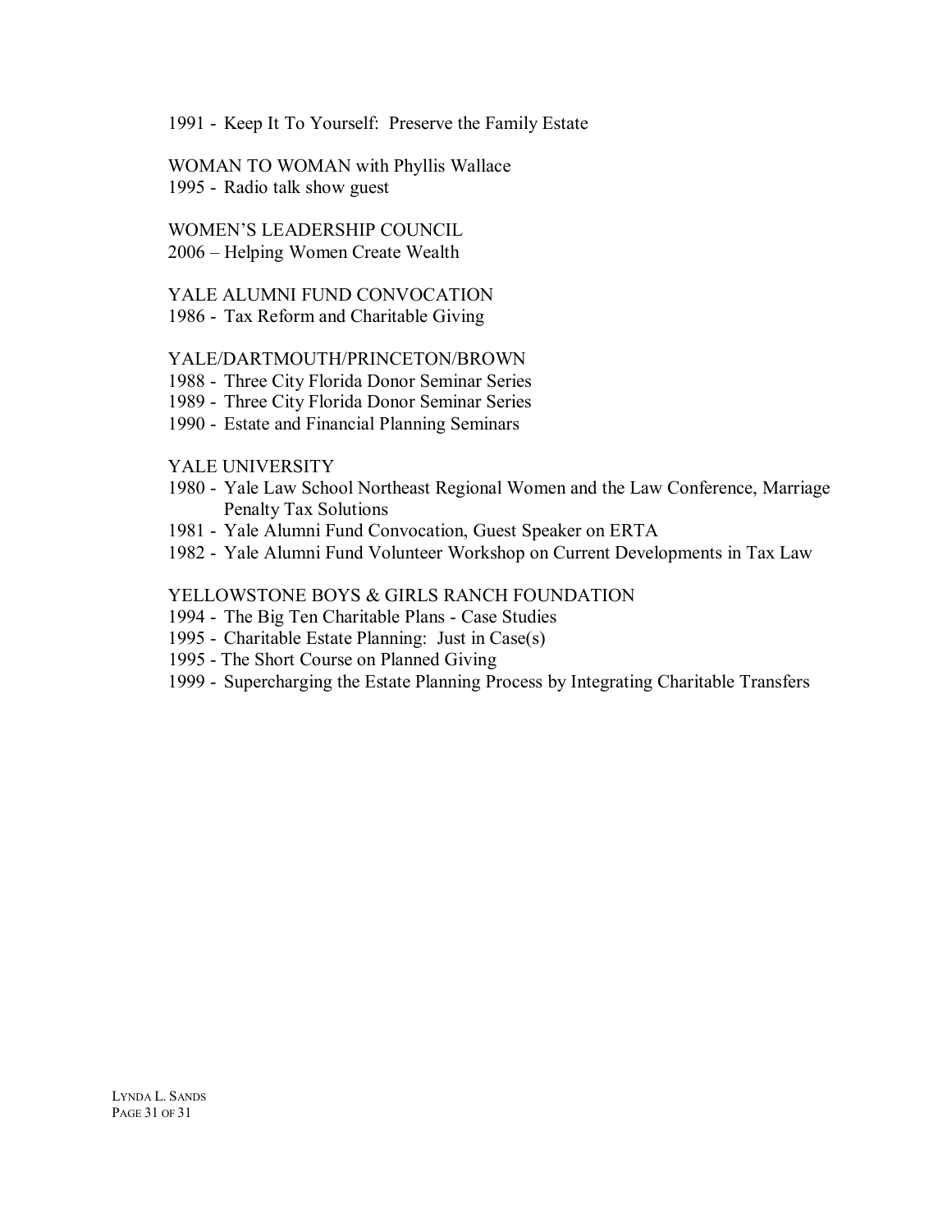1991 - Keep It To Yourself: Preserve the Family Estate

WOMAN TO WOMAN with Phyllis Wallace
1995 - Radio talk show guest

WOMEN'S LEADERSHIP COUNCIL
2006 – Helping Women Create Wealth

YALE ALUMNI FUND CONVOCATION
1986 - Tax Reform and Charitable Giving

YALE/DARTMOUTH/PRINCETON/BROWN
1988 - Three City Florida Donor Seminar Series
1989 - Three City Florida Donor Seminar Series
1990 - Estate and Financial Planning Seminars

YALE UNIVERSITY
1980 - Yale Law School Northeast Regional Women and the Law Conference, Marriage Penalty Tax Solutions
1981 - Yale Alumni Fund Convocation, Guest Speaker on ERTA
1982 - Yale Alumni Fund Volunteer Workshop on Current Developments in Tax Law

YELLOWSTONE BOYS & GIRLS RANCH FOUNDATION
1994 - The Big Ten Charitable Plans - Case Studies
1995 - Charitable Estate Planning: Just in Case(s)
1995 - The Short Course on Planned Giving
1999 - Supercharging the Estate Planning Process by Integrating Charitable Transfers